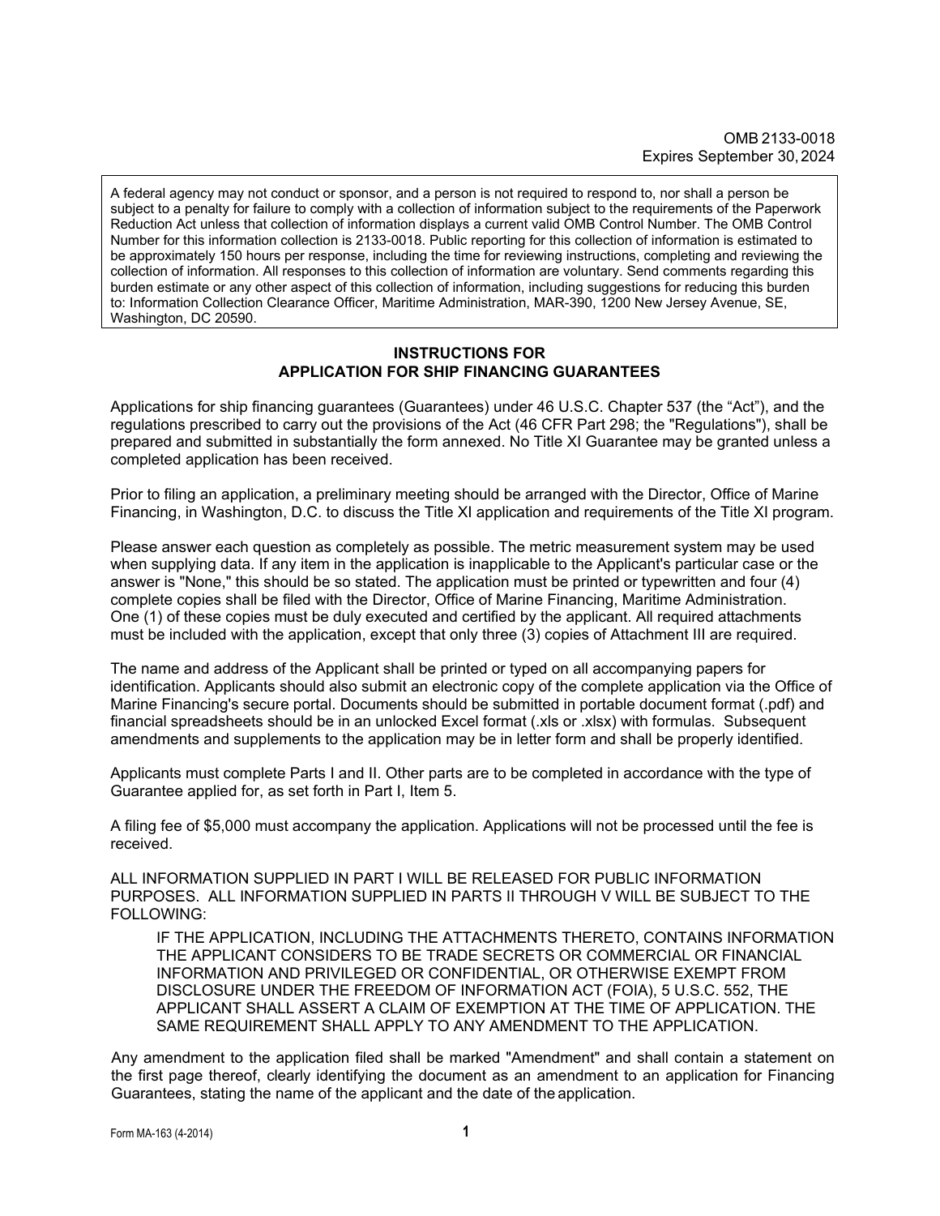OMB 2133-0018
Expires September 30, 2024

A federal agency may not conduct or sponsor, and a person is not required to respond to, nor shall a person be subject to a penalty for failure to comply with a collection of information subject to the requirements of the Paperwork Reduction Act unless that collection of information displays a current valid OMB Control Number. The OMB Control Number for this information collection is 2133-0018. Public reporting for this collection of information is estimated to be approximately 150 hours per response, including the time for reviewing instructions, completing and reviewing the collection of information. All responses to this collection of information are voluntary. Send comments regarding this burden estimate or any other aspect of this collection of information, including suggestions for reducing this burden to: Information Collection Clearance Officer, Maritime Administration, MAR-390, 1200 New Jersey Avenue, SE, Washington, DC 20590.

## INSTRUCTIONS FOR APPLICATION FOR SHIP FINANCING GUARANTEES

Applications for ship financing guarantees (Guarantees) under 46 U.S.C. Chapter 537 (the "Act"), and the regulations prescribed to carry out the provisions of the Act (46 CFR Part 298; the "Regulations"), shall be prepared and submitted in substantially the form annexed. No Title XI Guarantee may be granted unless a completed application has been received.

Prior to filing an application, a preliminary meeting should be arranged with the Director, Office of Marine Financing, in Washington, D.C. to discuss the Title XI application and requirements of the Title XI program.

Please answer each question as completely as possible. The metric measurement system may be used when supplying data. If any item in the application is inapplicable to the Applicant's particular case or the answer is "None," this should be so stated. The application must be printed or typewritten and four (4) complete copies shall be filed with the Director, Office of Marine Financing, Maritime Administration. One (1) of these copies must be duly executed and certified by the applicant. All required attachments must be included with the application, except that only three (3) copies of Attachment III are required.

The name and address of the Applicant shall be printed or typed on all accompanying papers for identification. Applicants should also submit an electronic copy of the complete application via the Office of Marine Financing's secure portal. Documents should be submitted in portable document format (.pdf) and financial spreadsheets should be in an unlocked Excel format (.xls or .xlsx) with formulas. Subsequent amendments and supplements to the application may be in letter form and shall be properly identified.

Applicants must complete Parts I and II. Other parts are to be completed in accordance with the type of Guarantee applied for, as set forth in Part I, Item 5.

A filing fee of $5,000 must accompany the application. Applications will not be processed until the fee is received.

ALL INFORMATION SUPPLIED IN PART I WILL BE RELEASED FOR PUBLIC INFORMATION PURPOSES. ALL INFORMATION SUPPLIED IN PARTS II THROUGH V WILL BE SUBJECT TO THE FOLLOWING:

> IF THE APPLICATION, INCLUDING THE ATTACHMENTS THERETO, CONTAINS INFORMATION THE APPLICANT CONSIDERS TO BE TRADE SECRETS OR COMMERCIAL OR FINANCIAL INFORMATION AND PRIVILEGED OR CONFIDENTIAL, OR OTHERWISE EXEMPT FROM DISCLOSURE UNDER THE FREEDOM OF INFORMATION ACT (FOIA), 5 U.S.C. 552, THE APPLICANT SHALL ASSERT A CLAIM OF EXEMPTION AT THE TIME OF APPLICATION. THE SAME REQUIREMENT SHALL APPLY TO ANY AMENDMENT TO THE APPLICATION.

Any amendment to the application filed shall be marked "Amendment" and shall contain a statement on the first page thereof, clearly identifying the document as an amendment to an application for Financing Guarantees, stating the name of the applicant and the date of the application.

Form MA-163 (4-2014)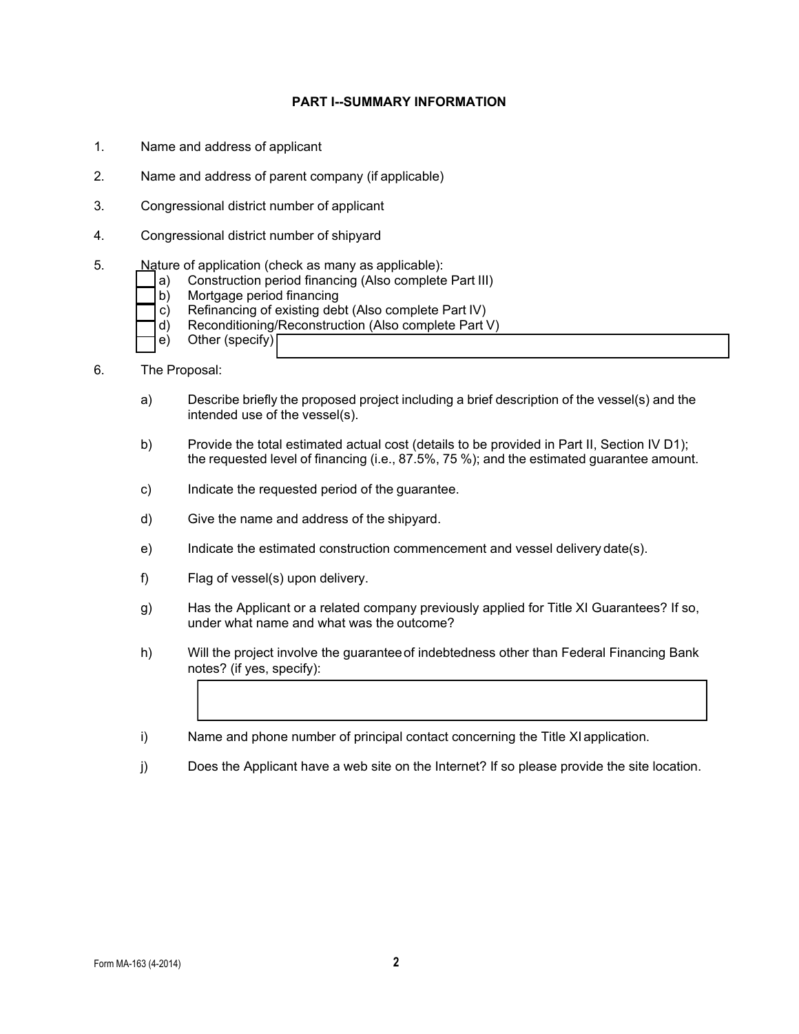## PART I--SUMMARY INFORMATION

1. Name and address of applicant

2. Name and address of parent company (if applicable)

3. Congressional district number of applicant

4. Congressional district number of shipyard

5. Nature of application (check as many as applicable):
   - [ ] a) Construction period financing (Also complete Part III)
   - [ ] b) Mortgage period financing
   - [ ] c) Refinancing of existing debt (Also complete Part IV)
   - [ ] d) Reconditioning/Reconstruction (Also complete Part V)
   - [ ] e) Other (specify) ____________________

6. The Proposal:

   a) Describe briefly the proposed project including a brief description of the vessel(s) and the intended use of the vessel(s).

   b) Provide the total estimated actual cost (details to be provided in Part II, Section IV D1); the requested level of financing (i.e., 87.5%, 75 %); and the estimated guarantee amount.

   c) Indicate the requested period of the guarantee.

   d) Give the name and address of the shipyard.

   e) Indicate the estimated construction commencement and vessel delivery date(s).

   f) Flag of vessel(s) upon delivery.

   g) Has the Applicant or a related company previously applied for Title XI Guarantees? If so, under what name and what was the outcome?

   h) Will the project involve the guarantee of indebtedness other than Federal Financing Bank notes? (if yes, specify):

   ____________________

   i) Name and phone number of principal contact concerning the Title XI application.

   j) Does the Applicant have a web site on the Internet? If so please provide the site location.

Form MA-163 (4-2014)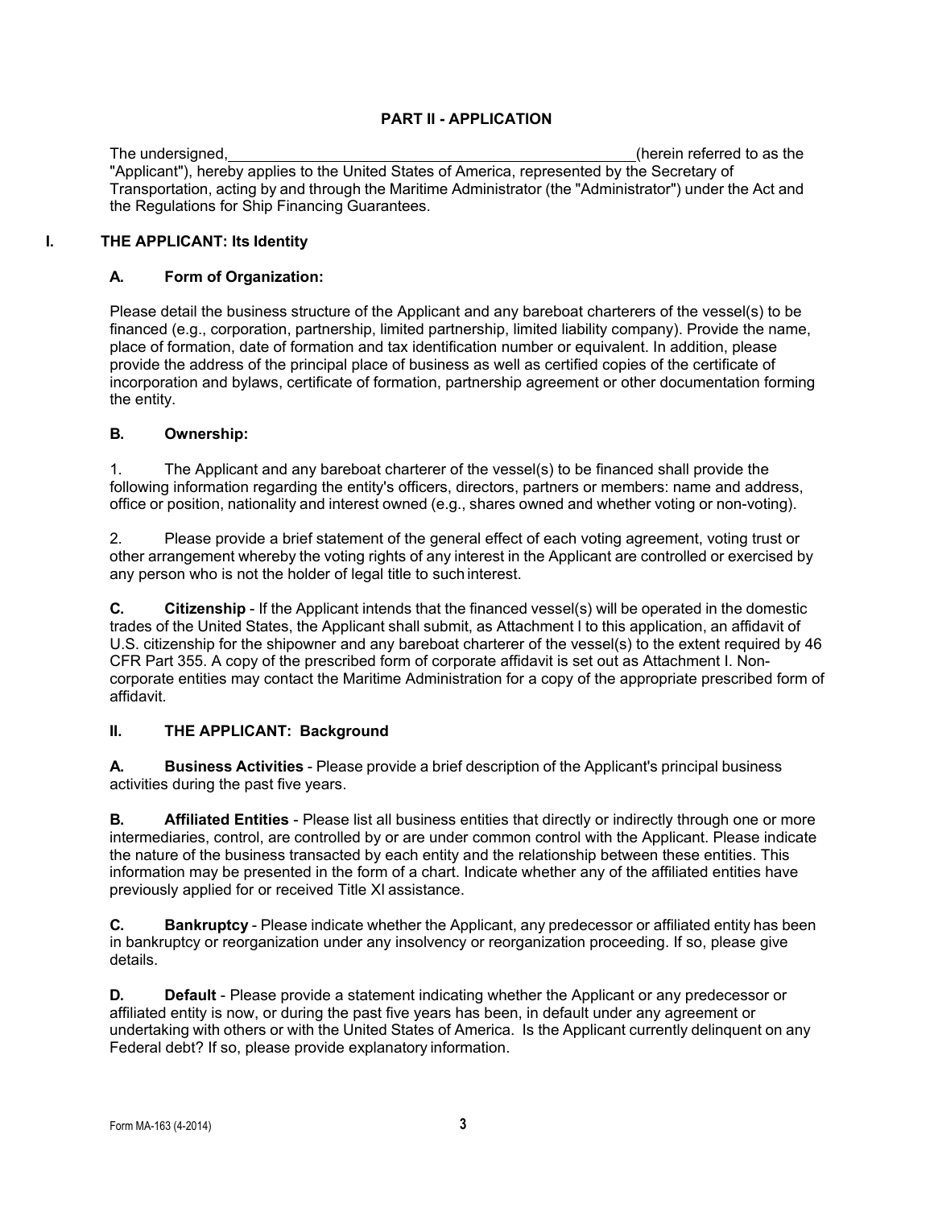## PART II - APPLICATION

The undersigned,__________________________________________________(herein referred to as the "Applicant"), hereby applies to the United States of America, represented by the Secretary of Transportation, acting by and through the Maritime Administrator (the "Administrator") under the Act and the Regulations for Ship Financing Guarantees.

### I. THE APPLICANT: Its Identity

#### A. Form of Organization:

Please detail the business structure of the Applicant and any bareboat charterers of the vessel(s) to be financed (e.g., corporation, partnership, limited partnership, limited liability company). Provide the name, place of formation, date of formation and tax identification number or equivalent. In addition, please provide the address of the principal place of business as well as certified copies of the certificate of incorporation and bylaws, certificate of formation, partnership agreement or other documentation forming the entity.

#### B. Ownership:

1. The Applicant and any bareboat charterer of the vessel(s) to be financed shall provide the following information regarding the entity's officers, directors, partners or members: name and address, office or position, nationality and interest owned (e.g., shares owned and whether voting or non-voting).

2. Please provide a brief statement of the general effect of each voting agreement, voting trust or other arrangement whereby the voting rights of any interest in the Applicant are controlled or exercised by any person who is not the holder of legal title to such interest.

**C. Citizenship** - If the Applicant intends that the financed vessel(s) will be operated in the domestic trades of the United States, the Applicant shall submit, as Attachment I to this application, an affidavit of U.S. citizenship for the shipowner and any bareboat charterer of the vessel(s) to the extent required by 46 CFR Part 355. A copy of the prescribed form of corporate affidavit is set out as Attachment I. Non-corporate entities may contact the Maritime Administration for a copy of the appropriate prescribed form of affidavit.

### II. THE APPLICANT: Background

**A. Business Activities** - Please provide a brief description of the Applicant's principal business activities during the past five years.

**B. Affiliated Entities** - Please list all business entities that directly or indirectly through one or more intermediaries, control, are controlled by or are under common control with the Applicant. Please indicate the nature of the business transacted by each entity and the relationship between these entities. This information may be presented in the form of a chart. Indicate whether any of the affiliated entities have previously applied for or received Title XI assistance.

**C. Bankruptcy** - Please indicate whether the Applicant, any predecessor or affiliated entity has been in bankruptcy or reorganization under any insolvency or reorganization proceeding. If so, please give details.

**D. Default** - Please provide a statement indicating whether the Applicant or any predecessor or affiliated entity is now, or during the past five years has been, in default under any agreement or undertaking with others or with the United States of America. Is the Applicant currently delinquent on any Federal debt? If so, please provide explanatory information.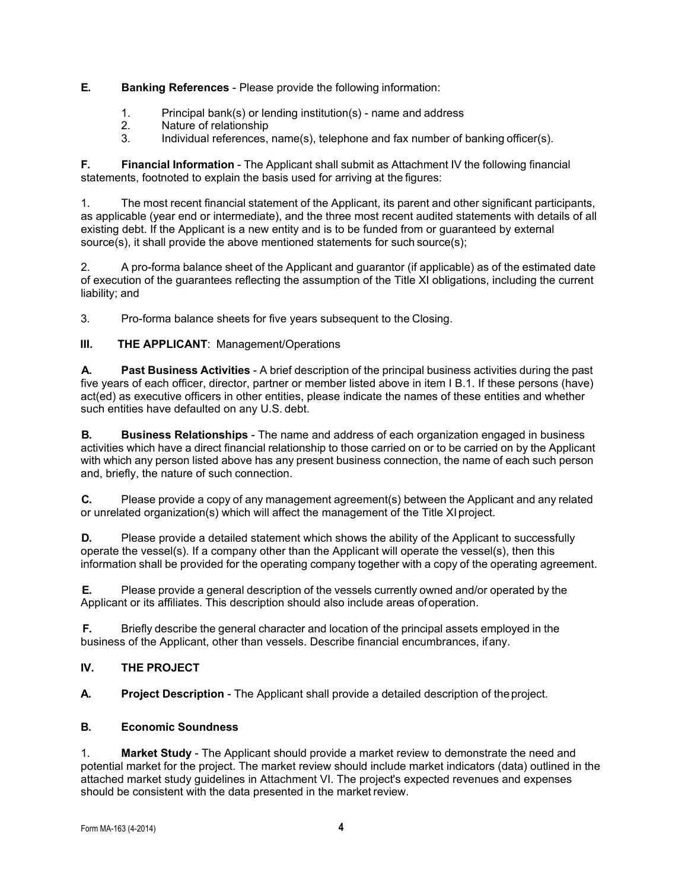**E. Banking References** - Please provide the following information:

1. Principal bank(s) or lending institution(s) - name and address
2. Nature of relationship
3. Individual references, name(s), telephone and fax number of banking officer(s).

**F. Financial Information** - The Applicant shall submit as Attachment IV the following financial statements, footnoted to explain the basis used for arriving at the figures:

1. The most recent financial statement of the Applicant, its parent and other significant participants, as applicable (year end or intermediate), and the three most recent audited statements with details of all existing debt. If the Applicant is a new entity and is to be funded from or guaranteed by external source(s), it shall provide the above mentioned statements for such source(s);

2. A pro-forma balance sheet of the Applicant and guarantor (if applicable) as of the estimated date of execution of the guarantees reflecting the assumption of the Title XI obligations, including the current liability; and

3. Pro-forma balance sheets for five years subsequent to the Closing.

## III. THE APPLICANT: Management/Operations

**A. Past Business Activities** - A brief description of the principal business activities during the past five years of each officer, director, partner or member listed above in item I B.1. If these persons (have) act(ed) as executive officers in other entities, please indicate the names of these entities and whether such entities have defaulted on any U.S. debt.

**B. Business Relationships** - The name and address of each organization engaged in business activities which have a direct financial relationship to those carried on or to be carried on by the Applicant with which any person listed above has any present business connection, the name of each such person and, briefly, the nature of such connection.

**C.** Please provide a copy of any management agreement(s) between the Applicant and any related or unrelated organization(s) which will affect the management of the Title XI project.

**D.** Please provide a detailed statement which shows the ability of the Applicant to successfully operate the vessel(s). If a company other than the Applicant will operate the vessel(s), then this information shall be provided for the operating company together with a copy of the operating agreement.

**E.** Please provide a general description of the vessels currently owned and/or operated by the Applicant or its affiliates. This description should also include areas of operation.

**F.** Briefly describe the general character and location of the principal assets employed in the business of the Applicant, other than vessels. Describe financial encumbrances, if any.

## IV. THE PROJECT

**A. Project Description** - The Applicant shall provide a detailed description of the project.

**B. Economic Soundness**

1. **Market Study** - The Applicant should provide a market review to demonstrate the need and potential market for the project. The market review should include market indicators (data) outlined in the attached market study guidelines in Attachment VI. The project's expected revenues and expenses should be consistent with the data presented in the market review.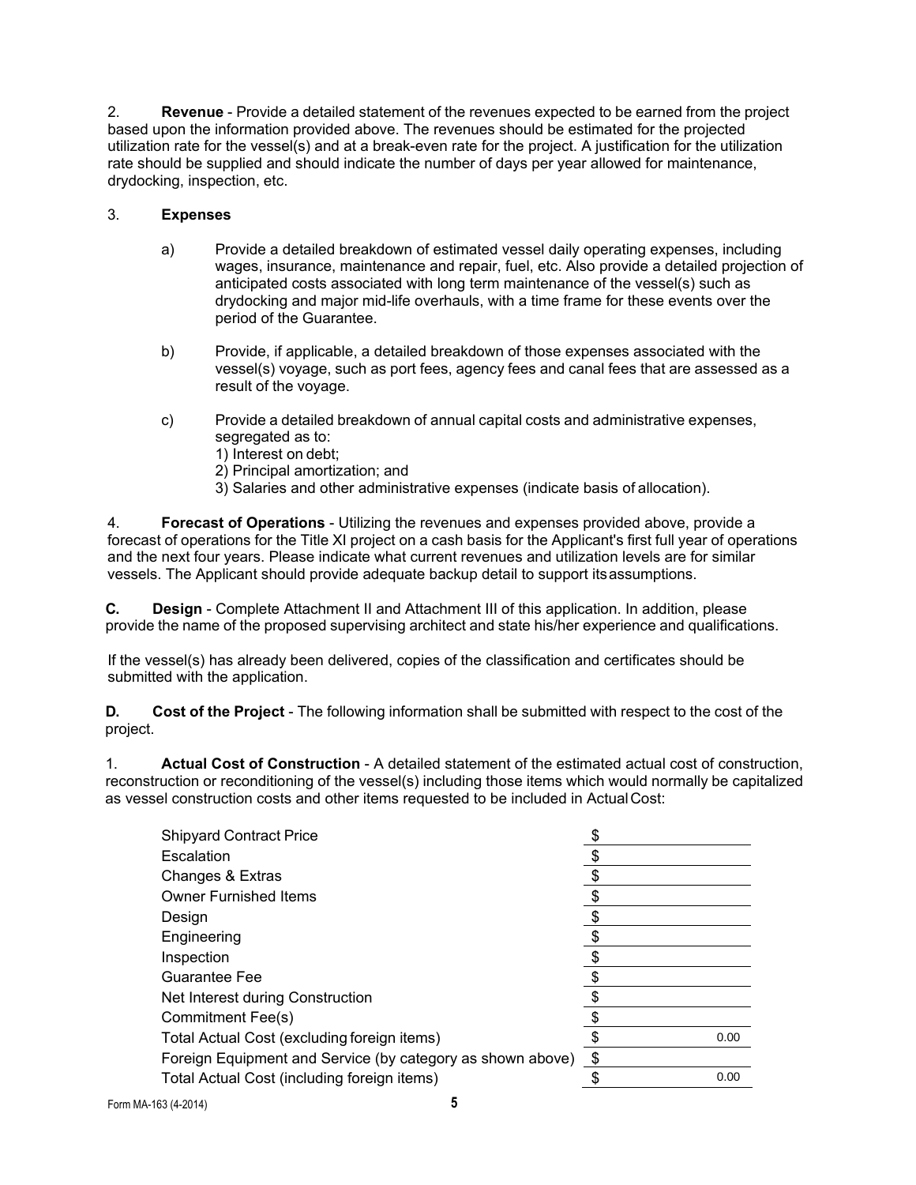2. **Revenue** - Provide a detailed statement of the revenues expected to be earned from the project based upon the information provided above. The revenues should be estimated for the projected utilization rate for the vessel(s) and at a break-even rate for the project. A justification for the utilization rate should be supplied and should indicate the number of days per year allowed for maintenance, drydocking, inspection, etc.

3. **Expenses**

   a) Provide a detailed breakdown of estimated vessel daily operating expenses, including wages, insurance, maintenance and repair, fuel, etc. Also provide a detailed projection of anticipated costs associated with long term maintenance of the vessel(s) such as drydocking and major mid-life overhauls, with a time frame for these events over the period of the Guarantee.

   b) Provide, if applicable, a detailed breakdown of those expenses associated with the vessel(s) voyage, such as port fees, agency fees and canal fees that are assessed as a result of the voyage.

   c) Provide a detailed breakdown of annual capital costs and administrative expenses, segregated as to:
      1) Interest on debt;
      2) Principal amortization; and
      3) Salaries and other administrative expenses (indicate basis of allocation).

4. **Forecast of Operations** - Utilizing the revenues and expenses provided above, provide a forecast of operations for the Title XI project on a cash basis for the Applicant's first full year of operations and the next four years. Please indicate what current revenues and utilization levels are for similar vessels. The Applicant should provide adequate backup detail to support its assumptions.

**C. Design** - Complete Attachment II and Attachment III of this application. In addition, please provide the name of the proposed supervising architect and state his/her experience and qualifications.

If the vessel(s) has already been delivered, copies of the classification and certificates should be submitted with the application.

**D. Cost of the Project** - The following information shall be submitted with respect to the cost of the project.

1. **Actual Cost of Construction** - A detailed statement of the estimated actual cost of construction, reconstruction or reconditioning of the vessel(s) including those items which would normally be capitalized as vessel construction costs and other items requested to be included in Actual Cost:

| Item | Amount |
|---|---|
| Shipyard Contract Price | $ |
| Escalation | $ |
| Changes & Extras | $ |
| Owner Furnished Items | $ |
| Design | $ |
| Engineering | $ |
| Inspection | $ |
| Guarantee Fee | $ |
| Net Interest during Construction | $ |
| Commitment Fee(s) | $ |
| Total Actual Cost (excluding foreign items) | $ 0.00 |
| Foreign Equipment and Service (by category as shown above) | $ |
| Total Actual Cost (including foreign items) | $ 0.00 |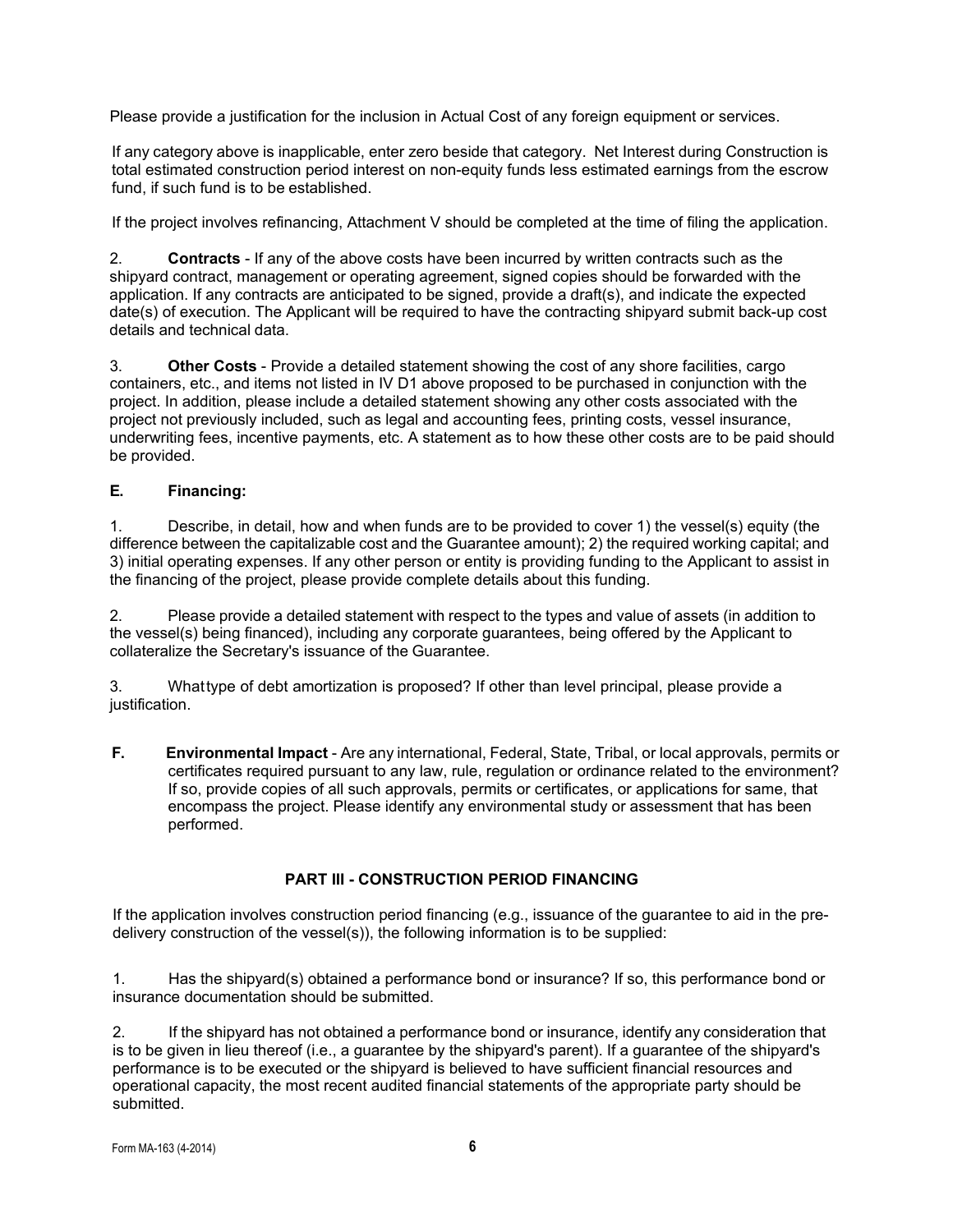Please provide a justification for the inclusion in Actual Cost of any foreign equipment or services.

If any category above is inapplicable, enter zero beside that category. Net Interest during Construction is total estimated construction period interest on non-equity funds less estimated earnings from the escrow fund, if such fund is to be established.

If the project involves refinancing, Attachment V should be completed at the time of filing the application.

2. **Contracts** - If any of the above costs have been incurred by written contracts such as the shipyard contract, management or operating agreement, signed copies should be forwarded with the application. If any contracts are anticipated to be signed, provide a draft(s), and indicate the expected date(s) of execution. The Applicant will be required to have the contracting shipyard submit back-up cost details and technical data.

3. **Other Costs** - Provide a detailed statement showing the cost of any shore facilities, cargo containers, etc., and items not listed in IV D1 above proposed to be purchased in conjunction with the project. In addition, please include a detailed statement showing any other costs associated with the project not previously included, such as legal and accounting fees, printing costs, vessel insurance, underwriting fees, incentive payments, etc. A statement as to how these other costs are to be paid should be provided.

### E. Financing:

1. Describe, in detail, how and when funds are to be provided to cover 1) the vessel(s) equity (the difference between the capitalizable cost and the Guarantee amount); 2) the required working capital; and 3) initial operating expenses. If any other person or entity is providing funding to the Applicant to assist in the financing of the project, please provide complete details about this funding.

2. Please provide a detailed statement with respect to the types and value of assets (in addition to the vessel(s) being financed), including any corporate guarantees, being offered by the Applicant to collateralize the Secretary's issuance of the Guarantee.

3. Whattype of debt amortization is proposed? If other than level principal, please provide a justification.

**F. Environmental Impact** - Are any international, Federal, State, Tribal, or local approvals, permits or certificates required pursuant to any law, rule, regulation or ordinance related to the environment? If so, provide copies of all such approvals, permits or certificates, or applications for same, that encompass the project. Please identify any environmental study or assessment that has been performed.

## PART III - CONSTRUCTION PERIOD FINANCING

If the application involves construction period financing (e.g., issuance of the guarantee to aid in the pre-delivery construction of the vessel(s)), the following information is to be supplied:

1. Has the shipyard(s) obtained a performance bond or insurance? If so, this performance bond or insurance documentation should be submitted.

2. If the shipyard has not obtained a performance bond or insurance, identify any consideration that is to be given in lieu thereof (i.e., a guarantee by the shipyard's parent). If a guarantee of the shipyard's performance is to be executed or the shipyard is believed to have sufficient financial resources and operational capacity, the most recent audited financial statements of the appropriate party should be submitted.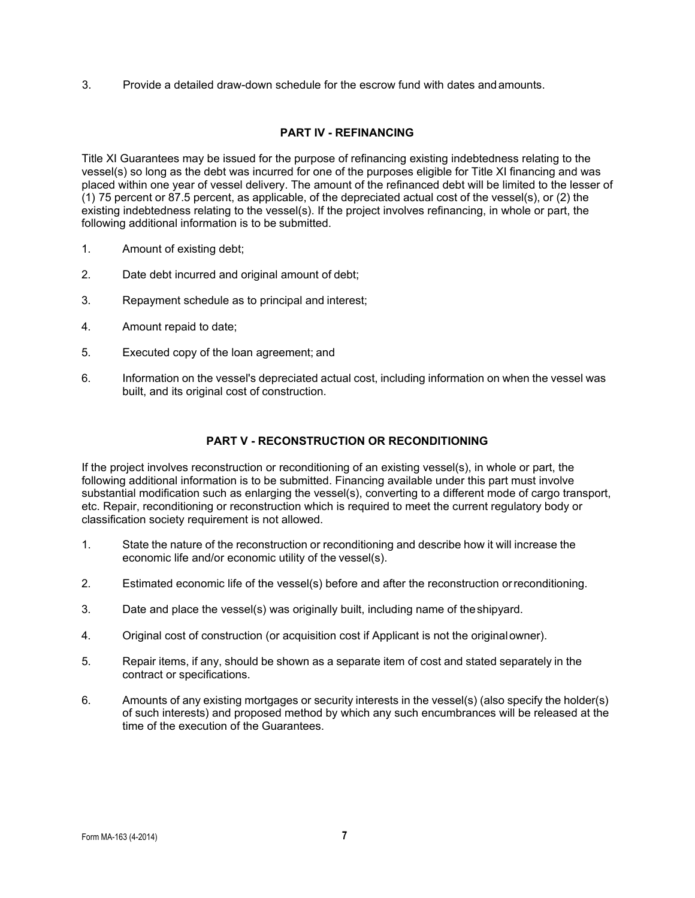3. Provide a detailed draw-down schedule for the escrow fund with dates and amounts.

## PART IV - REFINANCING

Title XI Guarantees may be issued for the purpose of refinancing existing indebtedness relating to the vessel(s) so long as the debt was incurred for one of the purposes eligible for Title XI financing and was placed within one year of vessel delivery. The amount of the refinanced debt will be limited to the lesser of (1) 75 percent or 87.5 percent, as applicable, of the depreciated actual cost of the vessel(s), or (2) the existing indebtedness relating to the vessel(s). If the project involves refinancing, in whole or part, the following additional information is to be submitted.

1. Amount of existing debt;
2. Date debt incurred and original amount of debt;
3. Repayment schedule as to principal and interest;
4. Amount repaid to date;
5. Executed copy of the loan agreement; and
6. Information on the vessel's depreciated actual cost, including information on when the vessel was built, and its original cost of construction.

## PART V - RECONSTRUCTION OR RECONDITIONING

If the project involves reconstruction or reconditioning of an existing vessel(s), in whole or part, the following additional information is to be submitted. Financing available under this part must involve substantial modification such as enlarging the vessel(s), converting to a different mode of cargo transport, etc. Repair, reconditioning or reconstruction which is required to meet the current regulatory body or classification society requirement is not allowed.

1. State the nature of the reconstruction or reconditioning and describe how it will increase the economic life and/or economic utility of the vessel(s).
2. Estimated economic life of the vessel(s) before and after the reconstruction or reconditioning.
3. Date and place the vessel(s) was originally built, including name of the shipyard.
4. Original cost of construction (or acquisition cost if Applicant is not the original owner).
5. Repair items, if any, should be shown as a separate item of cost and stated separately in the contract or specifications.
6. Amounts of any existing mortgages or security interests in the vessel(s) (also specify the holder(s) of such interests) and proposed method by which any such encumbrances will be released at the time of the execution of the Guarantees.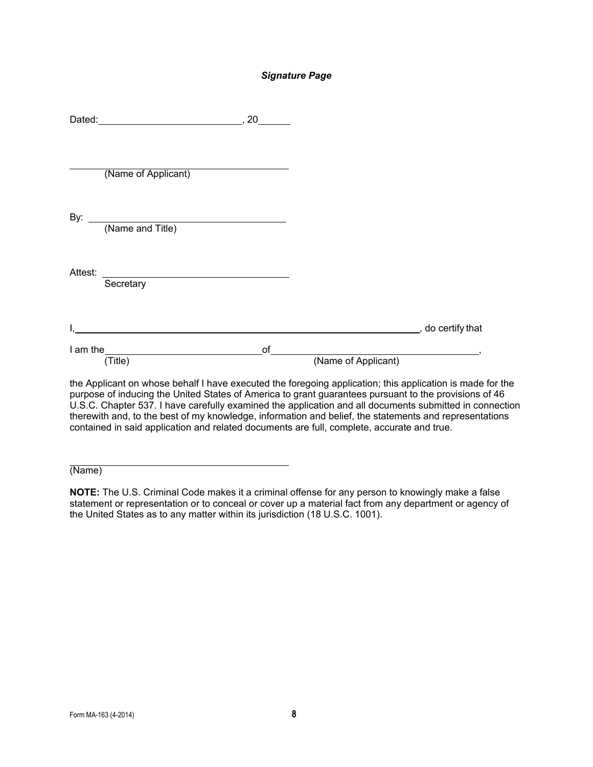***Signature Page***

Dated: ____________________________, 20______

________________________________________
(Name of Applicant)

By: ____________________________________
(Name and Title)

Attest: __________________________________
Secretary

I, ______________________________________________________________________, do certify that

I am the ______________________________ of ________________________________________,
(Title) (Name of Applicant)

the Applicant on whose behalf I have executed the foregoing application; this application is made for the purpose of inducing the United States of America to grant guarantees pursuant to the provisions of 46 U.S.C. Chapter 537. I have carefully examined the application and all documents submitted in connection therewith and, to the best of my knowledge, information and belief, the statements and representations contained in said application and related documents are full, complete, accurate and true.

________________________________________
(Name)

**NOTE:** The U.S. Criminal Code makes it a criminal offense for any person to knowingly make a false statement or representation or to conceal or cover up a material fact from any department or agency of the United States as to any matter within its jurisdiction (18 U.S.C. 1001).

Form MA-163 (4-2014)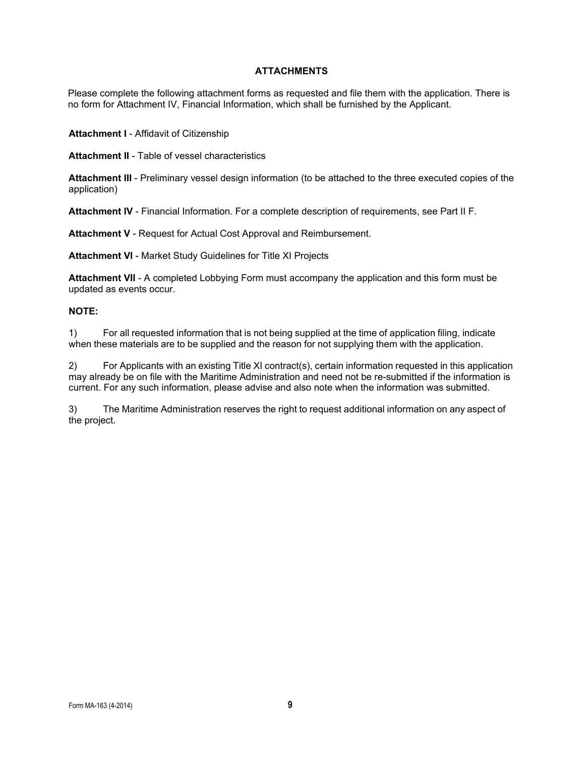## ATTACHMENTS

Please complete the following attachment forms as requested and file them with the application. There is no form for Attachment IV, Financial Information, which shall be furnished by the Applicant.

**Attachment I** - Affidavit of Citizenship

**Attachment II** - Table of vessel characteristics

**Attachment III** - Preliminary vessel design information (to be attached to the three executed copies of the application)

**Attachment IV** - Financial Information. For a complete description of requirements, see Part II F.

**Attachment V** - Request for Actual Cost Approval and Reimbursement.

**Attachment VI** - Market Study Guidelines for Title XI Projects

**Attachment VII** - A completed Lobbying Form must accompany the application and this form must be updated as events occur.

**NOTE:**

1) For all requested information that is not being supplied at the time of application filing, indicate when these materials are to be supplied and the reason for not supplying them with the application.

2) For Applicants with an existing Title XI contract(s), certain information requested in this application may already be on file with the Maritime Administration and need not be re-submitted if the information is current. For any such information, please advise and also note when the information was submitted.

3) The Maritime Administration reserves the right to request additional information on any aspect of the project.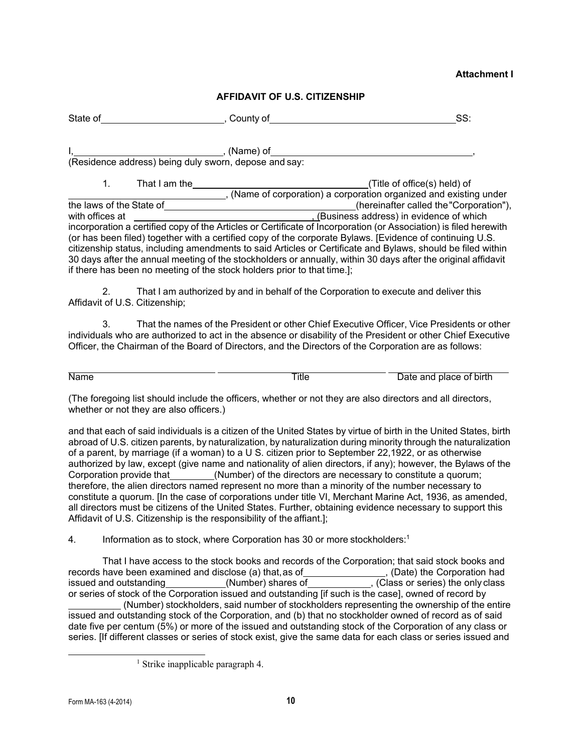**Attachment I**

**AFFIDAVIT OF U.S. CITIZENSHIP**

State of\_\_\_\_\_\_\_\_\_\_\_\_\_\_\_\_\_\_\_\_\_\_\_, County of\_\_\_\_\_\_\_\_\_\_\_\_\_\_\_\_\_\_\_\_\_\_\_\_\_\_\_\_\_\_\_\_\_\_\_\_SS:

I,\_\_\_\_\_\_\_\_\_\_\_\_\_\_\_\_\_\_\_\_\_\_\_\_\_\_\_\_, (Name) of\_\_\_\_\_\_\_\_\_\_\_\_\_\_\_\_\_\_\_\_\_\_\_\_\_\_\_\_\_\_\_\_\_\_\_\_\_\_\_,
(Residence address) being duly sworn, depose and say:

1. That I am the\_\_\_\_\_\_\_\_\_\_\_\_\_\_\_\_\_\_\_\_\_\_\_\_\_\_\_\_\_\_\_\_\_\_\_(Title of office(s) held) of \_\_\_\_\_\_\_\_\_\_\_\_\_\_\_\_\_\_\_\_\_\_\_\_\_\_\_\_\_\_\_\_, (Name of corporation) a corporation organized and existing under the laws of the State of\_\_\_\_\_\_\_\_\_\_\_\_\_\_\_\_\_\_\_\_\_\_\_\_\_\_\_\_\_\_\_\_\_\_\_\_\_\_(hereinafter called the "Corporation"), with offices at \_\_\_\_\_\_\_\_\_\_\_\_\_\_\_\_\_\_\_\_\_\_\_\_\_\_\_\_\_\_\_\_\_\_\_\_\_\_, (Business address) in evidence of which incorporation a certified copy of the Articles or Certificate of Incorporation (or Association) is filed herewith (or has been filed) together with a certified copy of the corporate Bylaws. [Evidence of continuing U.S. citizenship status, including amendments to said Articles or Certificate and Bylaws, should be filed within 30 days after the annual meeting of the stockholders or annually, within 30 days after the original affidavit if there has been no meeting of the stock holders prior to that time.];

2. That I am authorized by and in behalf of the Corporation to execute and deliver this Affidavit of U.S. Citizenship;

3. That the names of the President or other Chief Executive Officer, Vice Presidents or other individuals who are authorized to act in the absence or disability of the President or other Chief Executive Officer, the Chairman of the Board of Directors, and the Directors of the Corporation are as follows:

| Name | Title | Date and place of birth |
|---|---|---|
| | | |

(The foregoing list should include the officers, whether or not they are also directors and all directors, whether or not they are also officers.)

and that each of said individuals is a citizen of the United States by virtue of birth in the United States, birth abroad of U.S. citizen parents, by naturalization, by naturalization during minority through the naturalization of a parent, by marriage (if a woman) to a U S. citizen prior to September 22,1922, or as otherwise authorized by law, except (give name and nationality of alien directors, if any); however, the Bylaws of the Corporation provide that\_\_\_\_\_\_\_\_\_(Number) of the directors are necessary to constitute a quorum; therefore, the alien directors named represent no more than a minority of the number necessary to constitute a quorum. [In the case of corporations under title VI, Merchant Marine Act, 1936, as amended, all directors must be citizens of the United States. Further, obtaining evidence necessary to support this Affidavit of U.S. Citizenship is the responsibility of the affiant.];

4. Information as to stock, where Corporation has 30 or more stockholders:[1]

That I have access to the stock books and records of the Corporation; that said stock books and records have been examined and disclose (a) that, as of\_\_\_\_\_\_\_\_\_\_\_\_\_\_\_\_, (Date) the Corporation had issued and outstanding\_\_\_\_\_\_\_\_\_\_\_\_(Number) shares of\_\_\_\_\_\_\_\_\_\_\_\_\_, (Class or series) the only class or series of stock of the Corporation issued and outstanding [if such is the case], owned of record by \_\_\_\_\_\_\_\_\_\_ (Number) stockholders, said number of stockholders representing the ownership of the entire issued and outstanding stock of the Corporation, and (b) that no stockholder owned of record as of said date five per centum (5%) or more of the issued and outstanding stock of the Corporation of any class or series. [If different classes or series of stock exist, give the same data for each class or series issued and

[1] Strike inapplicable paragraph 4.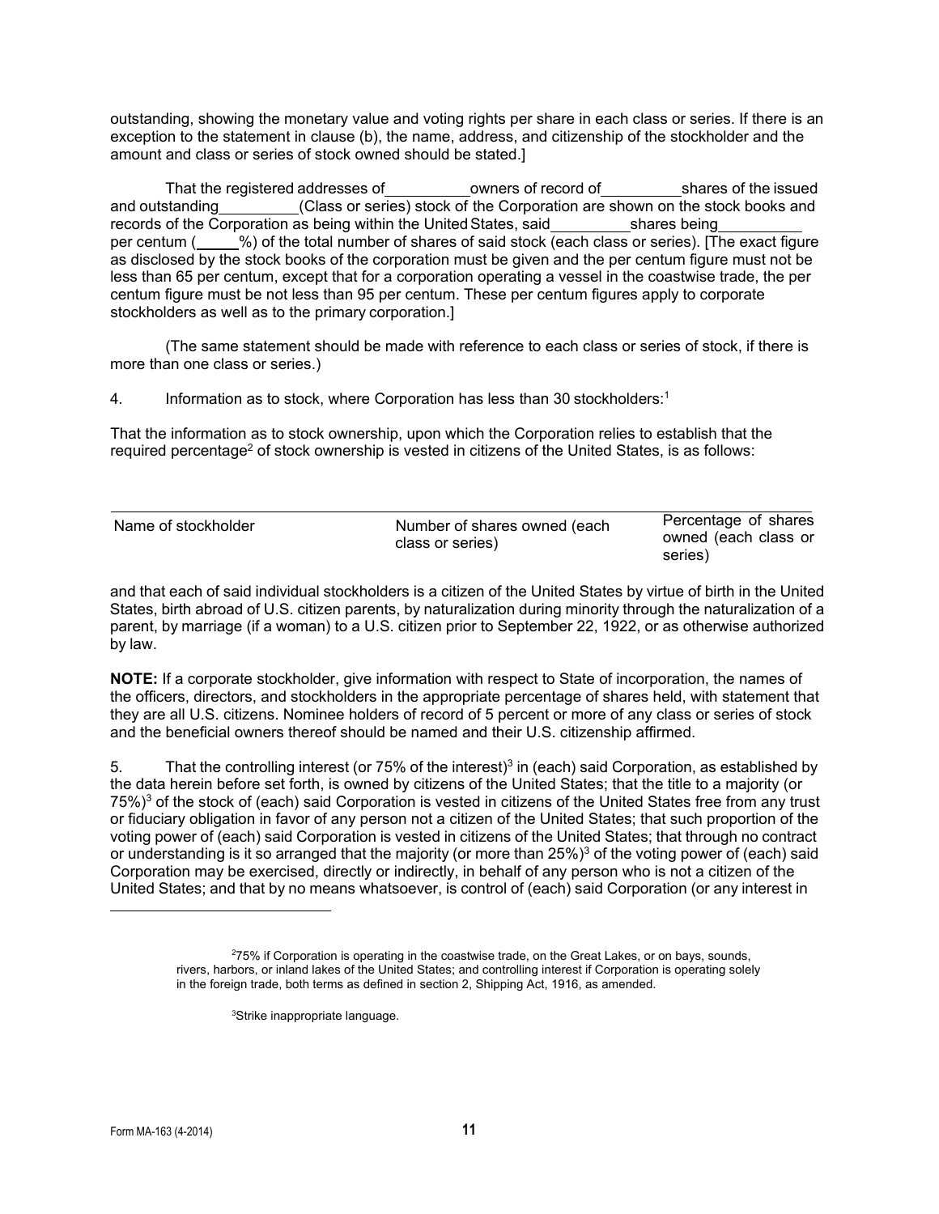outstanding, showing the monetary value and voting rights per share in each class or series. If there is an exception to the statement in clause (b), the name, address, and citizenship of the stockholder and the amount and class or series of stock owned should be stated.]

That the registered addresses of\_\_\_\_\_\_\_\_\_\_owners of record of\_\_\_\_\_\_\_\_\_\_shares of the issued and outstanding\_\_\_\_\_\_\_\_\_\_(Class or series) stock of the Corporation are shown on the stock books and records of the Corporation as being within the United States, said\_\_\_\_\_\_\_\_\_\_shares being\_\_\_\_\_\_\_\_\_\_ per centum (\_\_\_\_\_%) of the total number of shares of said stock (each class or series). [The exact figure as disclosed by the stock books of the corporation must be given and the per centum figure must not be less than 65 per centum, except that for a corporation operating a vessel in the coastwise trade, the per centum figure must be not less than 95 per centum. These per centum figures apply to corporate stockholders as well as to the primary corporation.]

(The same statement should be made with reference to each class or series of stock, if there is more than one class or series.)

4. Information as to stock, where Corporation has less than 30 stockholders:[1]

That the information as to stock ownership, upon which the Corporation relies to establish that the required percentage[2] of stock ownership is vested in citizens of the United States, is as follows:

| Name of stockholder | Number of shares owned (each class or series) | Percentage of shares owned (each class or series) |
|---|---|---|

and that each of said individual stockholders is a citizen of the United States by virtue of birth in the United States, birth abroad of U.S. citizen parents, by naturalization during minority through the naturalization of a parent, by marriage (if a woman) to a U.S. citizen prior to September 22, 1922, or as otherwise authorized by law.

**NOTE:** If a corporate stockholder, give information with respect to State of incorporation, the names of the officers, directors, and stockholders in the appropriate percentage of shares held, with statement that they are all U.S. citizens. Nominee holders of record of 5 percent or more of any class or series of stock and the beneficial owners thereof should be named and their U.S. citizenship affirmed.

5. That the controlling interest (or 75% of the interest)[3] in (each) said Corporation, as established by the data herein before set forth, is owned by citizens of the United States; that the title to a majority (or 75%)[3] of the stock of (each) said Corporation is vested in citizens of the United States free from any trust or fiduciary obligation in favor of any person not a citizen of the United States; that such proportion of the voting power of (each) said Corporation is vested in citizens of the United States; that through no contract or understanding is it so arranged that the majority (or more than 25%)[3] of the voting power of (each) said Corporation may be exercised, directly or indirectly, in behalf of any person who is not a citizen of the United States; and that by no means whatsoever, is control of (each) said Corporation (or any interest in

---

[2]75% if Corporation is operating in the coastwise trade, on the Great Lakes, or on bays, sounds, rivers, harbors, or inland lakes of the United States; and controlling interest if Corporation is operating solely in the foreign trade, both terms as defined in section 2, Shipping Act, 1916, as amended.

[3]Strike inappropriate language.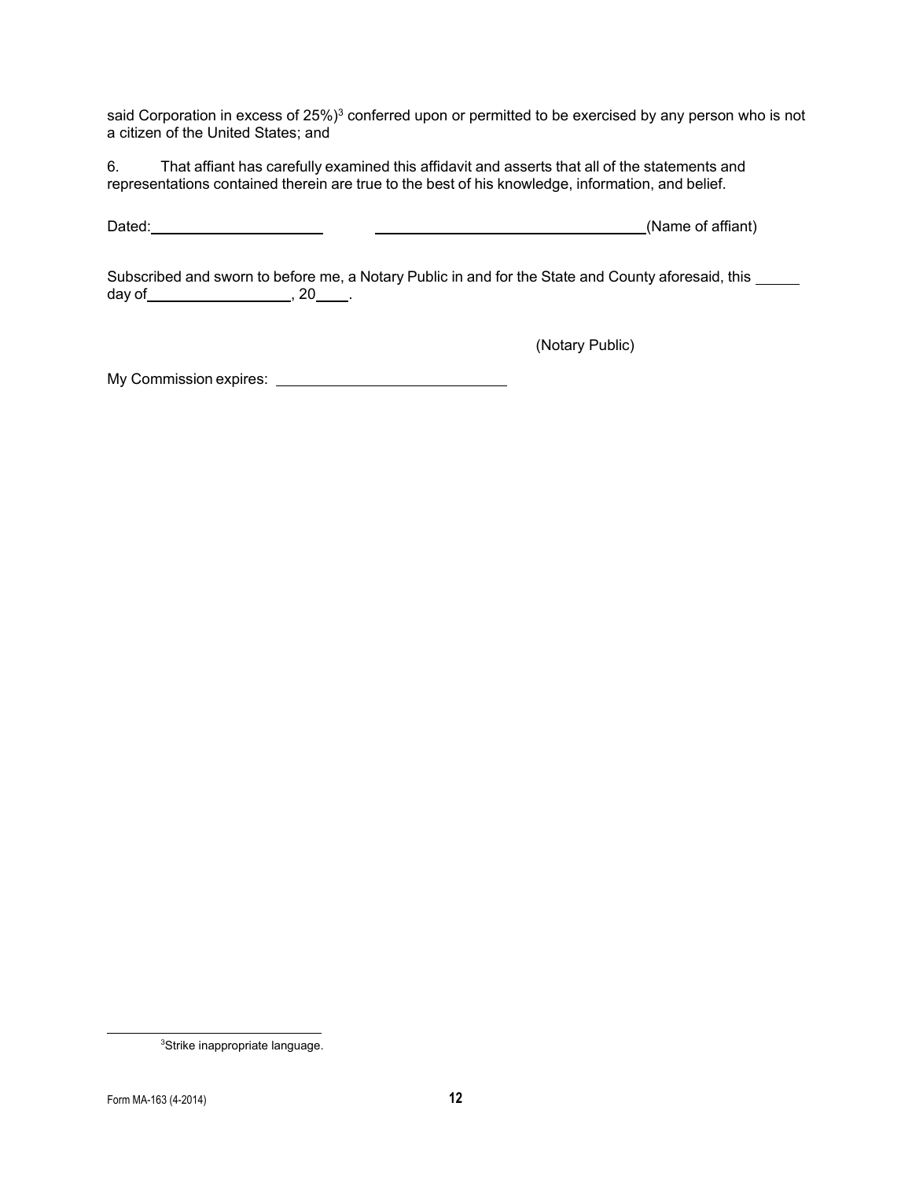said Corporation in excess of 25%)[3] conferred upon or permitted to be exercised by any person who is not a citizen of the United States; and

6. That affiant has carefully examined this affidavit and asserts that all of the statements and representations contained therein are true to the best of his knowledge, information, and belief.

Dated:\_\_\_\_\_\_\_\_\_\_\_\_\_\_\_\_\_\_\_\_ \_\_\_\_\_\_\_\_\_\_\_\_\_\_\_\_\_\_\_\_\_\_\_\_\_\_\_\_\_\_\_\_(Name of affiant)

Subscribed and sworn to before me, a Notary Public in and for the State and County aforesaid, this \_\_\_\_\_ day of\_\_\_\_\_\_\_\_\_\_\_\_\_\_\_\_\_\_, 20\_\_\_\_.

(Notary Public)

My Commission expires: \_\_\_\_\_\_\_\_\_\_\_\_\_\_\_\_\_\_\_\_\_\_\_\_\_\_\_\_

[3]Strike inappropriate language.

Form MA-163 (4-2014)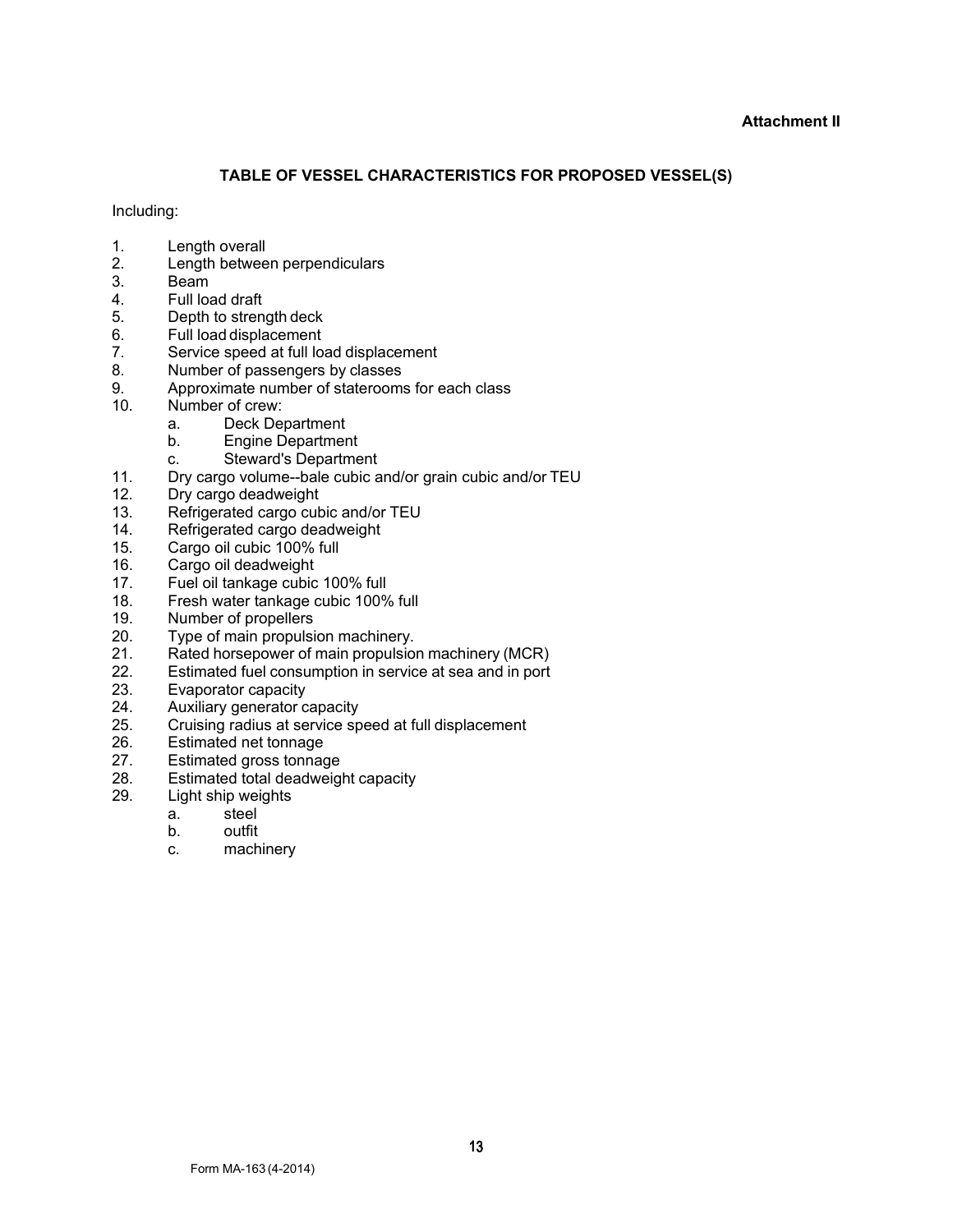**Attachment II**

## TABLE OF VESSEL CHARACTERISTICS FOR PROPOSED VESSEL(S)

Including:

1. Length overall
2. Length between perpendiculars
3. Beam
4. Full load draft
5. Depth to strength deck
6. Full load displacement
7. Service speed at full load displacement
8. Number of passengers by classes
9. Approximate number of staterooms for each class
10. Number of crew:
    a. Deck Department
    b. Engine Department
    c. Steward's Department
11. Dry cargo volume--bale cubic and/or grain cubic and/or TEU
12. Dry cargo deadweight
13. Refrigerated cargo cubic and/or TEU
14. Refrigerated cargo deadweight
15. Cargo oil cubic 100% full
16. Cargo oil deadweight
17. Fuel oil tankage cubic 100% full
18. Fresh water tankage cubic 100% full
19. Number of propellers
20. Type of main propulsion machinery.
21. Rated horsepower of main propulsion machinery (MCR)
22. Estimated fuel consumption in service at sea and in port
23. Evaporator capacity
24. Auxiliary generator capacity
25. Cruising radius at service speed at full displacement
26. Estimated net tonnage
27. Estimated gross tonnage
28. Estimated total deadweight capacity
29. Light ship weights
    a. steel
    b. outfit
    c. machinery

Form MA-163 (4-2014)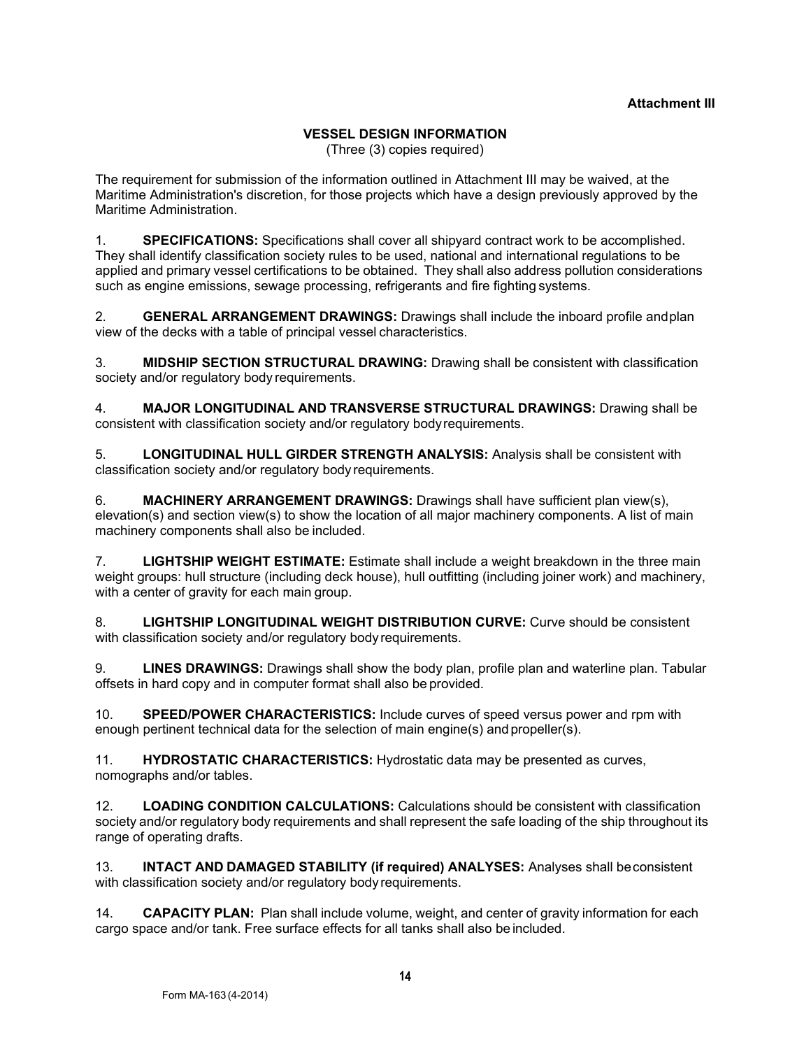**Attachment III**

## VESSEL DESIGN INFORMATION

(Three (3) copies required)

The requirement for submission of the information outlined in Attachment III may be waived, at the Maritime Administration's discretion, for those projects which have a design previously approved by the Maritime Administration.

1. **SPECIFICATIONS:** Specifications shall cover all shipyard contract work to be accomplished. They shall identify classification society rules to be used, national and international regulations to be applied and primary vessel certifications to be obtained. They shall also address pollution considerations such as engine emissions, sewage processing, refrigerants and fire fighting systems.

2. **GENERAL ARRANGEMENT DRAWINGS:** Drawings shall include the inboard profile and plan view of the decks with a table of principal vessel characteristics.

3. **MIDSHIP SECTION STRUCTURAL DRAWING:** Drawing shall be consistent with classification society and/or regulatory body requirements.

4. **MAJOR LONGITUDINAL AND TRANSVERSE STRUCTURAL DRAWINGS:** Drawing shall be consistent with classification society and/or regulatory body requirements.

5. **LONGITUDINAL HULL GIRDER STRENGTH ANALYSIS:** Analysis shall be consistent with classification society and/or regulatory body requirements.

6. **MACHINERY ARRANGEMENT DRAWINGS:** Drawings shall have sufficient plan view(s), elevation(s) and section view(s) to show the location of all major machinery components. A list of main machinery components shall also be included.

7. **LIGHTSHIP WEIGHT ESTIMATE:** Estimate shall include a weight breakdown in the three main weight groups: hull structure (including deck house), hull outfitting (including joiner work) and machinery, with a center of gravity for each main group.

8. **LIGHTSHIP LONGITUDINAL WEIGHT DISTRIBUTION CURVE:** Curve should be consistent with classification society and/or regulatory body requirements.

9. **LINES DRAWINGS:** Drawings shall show the body plan, profile plan and waterline plan. Tabular offsets in hard copy and in computer format shall also be provided.

10. **SPEED/POWER CHARACTERISTICS:** Include curves of speed versus power and rpm with enough pertinent technical data for the selection of main engine(s) and propeller(s).

11. **HYDROSTATIC CHARACTERISTICS:** Hydrostatic data may be presented as curves, nomographs and/or tables.

12. **LOADING CONDITION CALCULATIONS:** Calculations should be consistent with classification society and/or regulatory body requirements and shall represent the safe loading of the ship throughout its range of operating drafts.

13. **INTACT AND DAMAGED STABILITY (if required) ANALYSES:** Analyses shall be consistent with classification society and/or regulatory body requirements.

14. **CAPACITY PLAN:** Plan shall include volume, weight, and center of gravity information for each cargo space and/or tank. Free surface effects for all tanks shall also be included.

Form MA-163 (4-2014)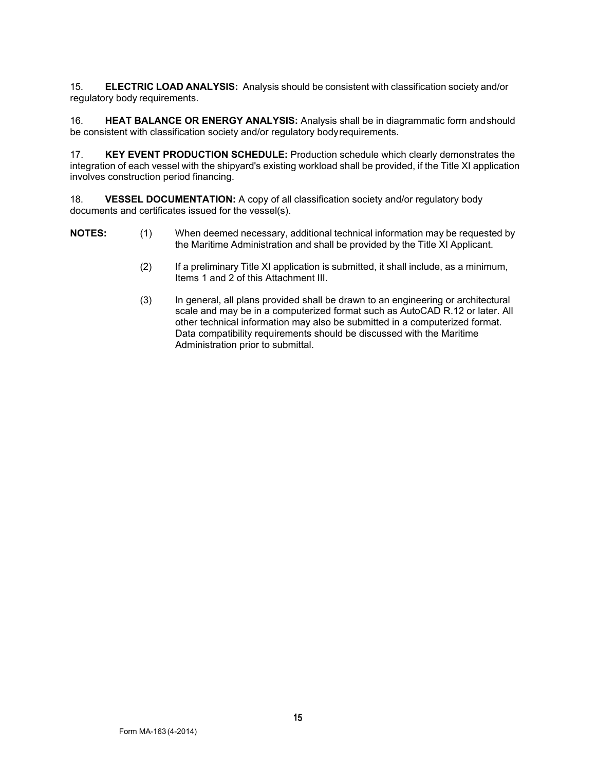15. **ELECTRIC LOAD ANALYSIS:** Analysis should be consistent with classification society and/or regulatory body requirements.

16. **HEAT BALANCE OR ENERGY ANALYSIS:** Analysis shall be in diagrammatic form and should be consistent with classification society and/or regulatory body requirements.

17. **KEY EVENT PRODUCTION SCHEDULE:** Production schedule which clearly demonstrates the integration of each vessel with the shipyard's existing workload shall be provided, if the Title XI application involves construction period financing.

18. **VESSEL DOCUMENTATION:** A copy of all classification society and/or regulatory body documents and certificates issued for the vessel(s).

**NOTES:**

(1) When deemed necessary, additional technical information may be requested by the Maritime Administration and shall be provided by the Title XI Applicant.

(2) If a preliminary Title XI application is submitted, it shall include, as a minimum, Items 1 and 2 of this Attachment III.

(3) In general, all plans provided shall be drawn to an engineering or architectural scale and may be in a computerized format such as AutoCAD R.12 or later. All other technical information may also be submitted in a computerized format. Data compatibility requirements should be discussed with the Maritime Administration prior to submittal.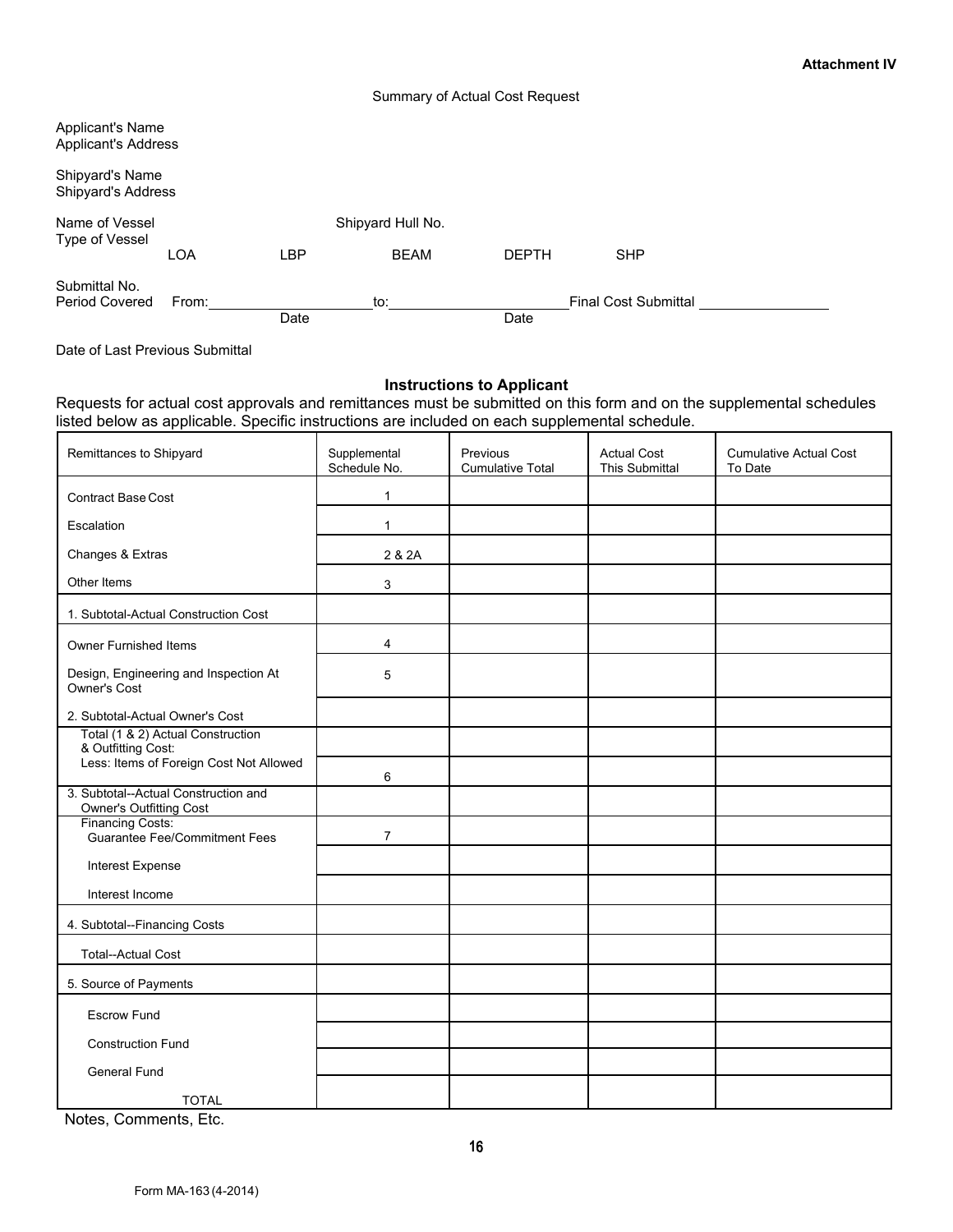**Attachment IV**

Summary of Actual Cost Request

Applicant's Name
Applicant's Address

Shipyard's Name
Shipyard's Address

Name of Vessel Shipyard Hull No.
Type of Vessel
LOA LBP BEAM DEPTH SHP

Submittal No.
Period Covered From: ____________________ to: ______________________ Final Cost Submittal ________________
Date Date

Date of Last Previous Submittal

## Instructions to Applicant

Requests for actual cost approvals and remittances must be submitted on this form and on the supplemental schedules listed below as applicable. Specific instructions are included on each supplemental schedule.

| Remittances to Shipyard | Supplemental Schedule No. | Previous Cumulative Total | Actual Cost This Submittal | Cumulative Actual Cost To Date |
|---|---|---|---|---|
| Contract Base Cost | 1 | | | |
| Escalation | 1 | | | |
| Changes & Extras | 2 & 2A | | | |
| Other Items | 3 | | | |
| 1. Subtotal-Actual Construction Cost | | | | |
| Owner Furnished Items | 4 | | | |
| Design, Engineering and Inspection At Owner's Cost | 5 | | | |
| 2. Subtotal-Actual Owner's Cost | | | | |
| Total (1 & 2) Actual Construction & Outfitting Cost: | | | | |
| Less: Items of Foreign Cost Not Allowed | 6 | | | |
| 3. Subtotal--Actual Construction and Owner's Outfitting Cost | | | | |
| Financing Costs: Guarantee Fee/Commitment Fees | 7 | | | |
| Interest Expense | | | | |
| Interest Income | | | | |
| 4. Subtotal--Financing Costs | | | | |
| Total--Actual Cost | | | | |
| 5. Source of Payments | | | | |
| Escrow Fund | | | | |
| Construction Fund | | | | |
| General Fund | | | | |
| TOTAL | | | | |

Notes, Comments, Etc.

Form MA-163 (4-2014)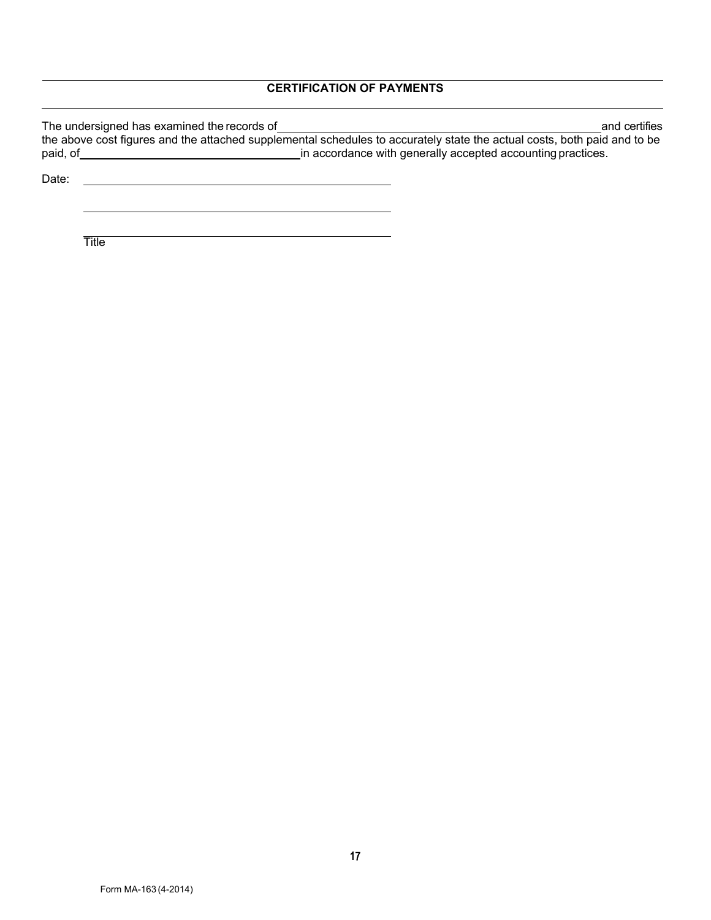## CERTIFICATION OF PAYMENTS

The undersigned has examined the records of ______________________________ and certifies the above cost figures and the attached supplemental schedules to accurately state the actual costs, both paid and to be paid, of ______________________ in accordance with generally accepted accounting practices.

Date: ______________________________

______________________________

______________________________
Title

Form MA-163 (4-2014)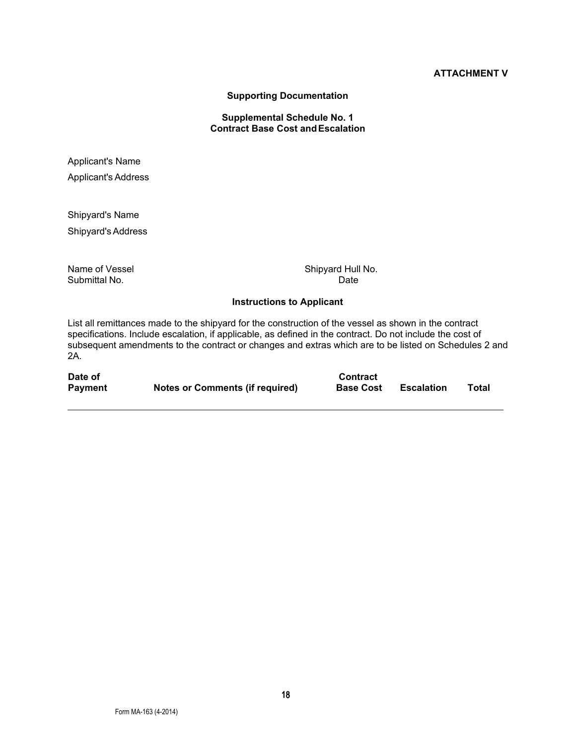**ATTACHMENT V**

## Supporting Documentation

### Supplemental Schedule No. 1
### Contract Base Cost and Escalation

Applicant's Name

Applicant's Address

Shipyard's Name

Shipyard's Address

Name of Vessel — Shipyard Hull No.

Submittal No. — Date

### Instructions to Applicant

List all remittances made to the shipyard for the construction of the vessel as shown in the contract specifications. Include escalation, if applicable, as defined in the contract. Do not include the cost of subsequent amendments to the contract or changes and extras which are to be listed on Schedules 2 and 2A.

| Date of Payment | Notes or Comments (if required) | Contract Base Cost | Escalation | Total |
|---|---|---|---|---|
| | | | | |

Form MA-163 (4-2014)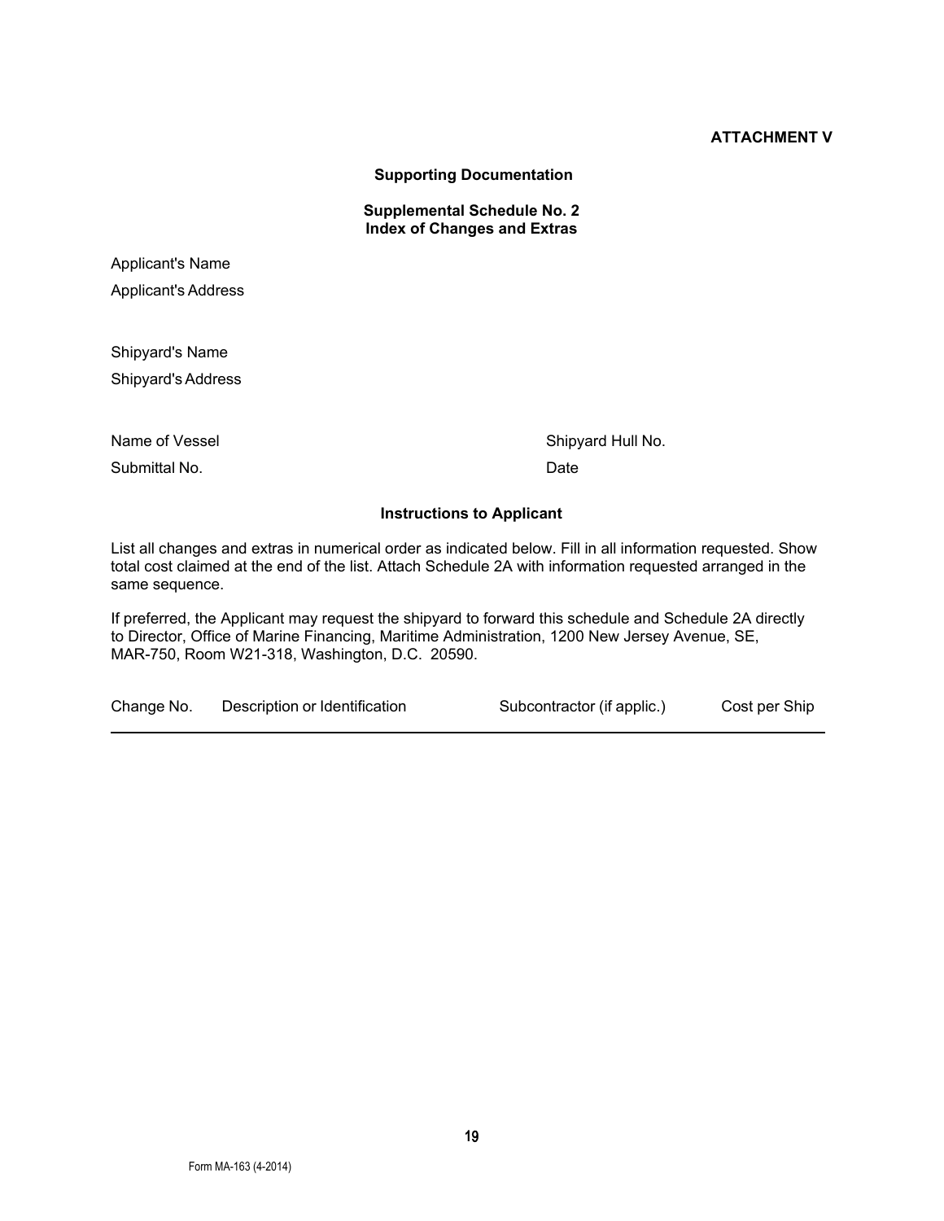**ATTACHMENT V**

**Supporting Documentation**

**Supplemental Schedule No. 2**
**Index of Changes and Extras**

Applicant's Name

Applicant's Address

Shipyard's Name

Shipyard's Address

Name of Vessel                                                    Shipyard Hull No.

Submittal No.                                                      Date

**Instructions to Applicant**

List all changes and extras in numerical order as indicated below. Fill in all information requested. Show total cost claimed at the end of the list. Attach Schedule 2A with information requested arranged in the same sequence.

If preferred, the Applicant may request the shipyard to forward this schedule and Schedule 2A directly to Director, Office of Marine Financing, Maritime Administration, 1200 New Jersey Avenue, SE, MAR-750, Room W21-318, Washington, D.C. 20590.

| Change No. | Description or Identification | Subcontractor (if applic.) | Cost per Ship |
|---|---|---|---|

Form MA-163 (4-2014)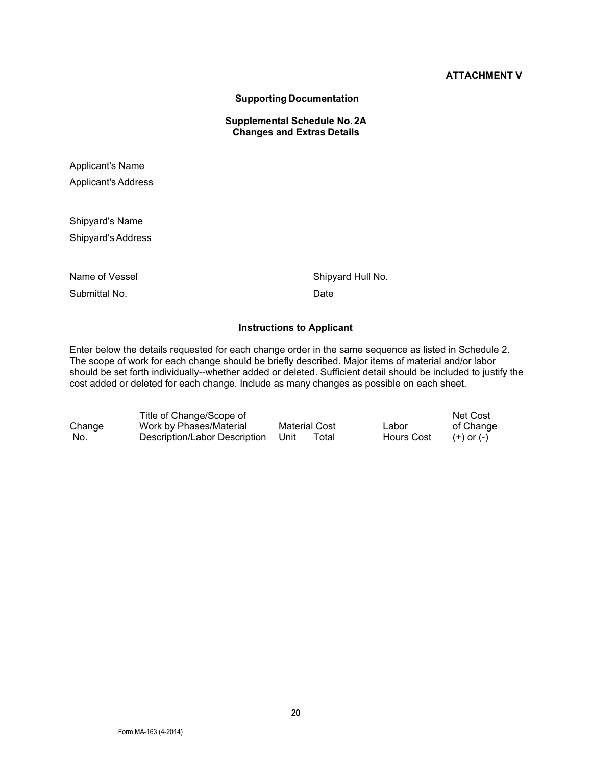**ATTACHMENT V**

### Supporting Documentation

### Supplemental Schedule No. 2A
### Changes and Extras Details

Applicant's Name

Applicant's Address

Shipyard's Name

Shipyard's Address

Name of Vessel | Shipyard Hull No.

Submittal No. | Date

### Instructions to Applicant

Enter below the details requested for each change order in the same sequence as listed in Schedule 2. The scope of work for each change should be briefly described. Major items of material and/or labor should be set forth individually--whether added or deleted. Sufficient detail should be included to justify the cost added or deleted for each change. Include as many changes as possible on each sheet.

| Change No. | Title of Change/Scope of Work by Phases/Material Description/Labor Description | Material Cost Unit | Material Cost Total | Labor Hours | Labor Cost | Net Cost of Change (+) or (-) |
|---|---|---|---|---|---|---|
| | | | | | | |

Form MA-163 (4-2014)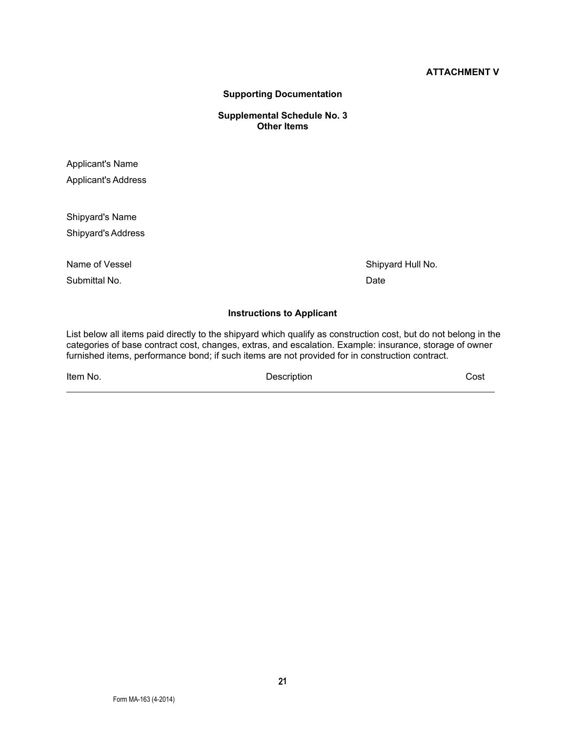**ATTACHMENT V**

## Supporting Documentation

### Supplemental Schedule No. 3
### Other Items

Applicant's Name

Applicant's Address

Shipyard's Name

Shipyard's Address

Name of Vessel | Shipyard Hull No.

Submittal No. | Date

### Instructions to Applicant

List below all items paid directly to the shipyard which qualify as construction cost, but do not belong in the categories of base contract cost, changes, extras, and escalation. Example: insurance, storage of owner furnished items, performance bond; if such items are not provided for in construction contract.

| Item No. | Description | Cost |
| --- | --- | --- |

Form MA-163 (4-2014)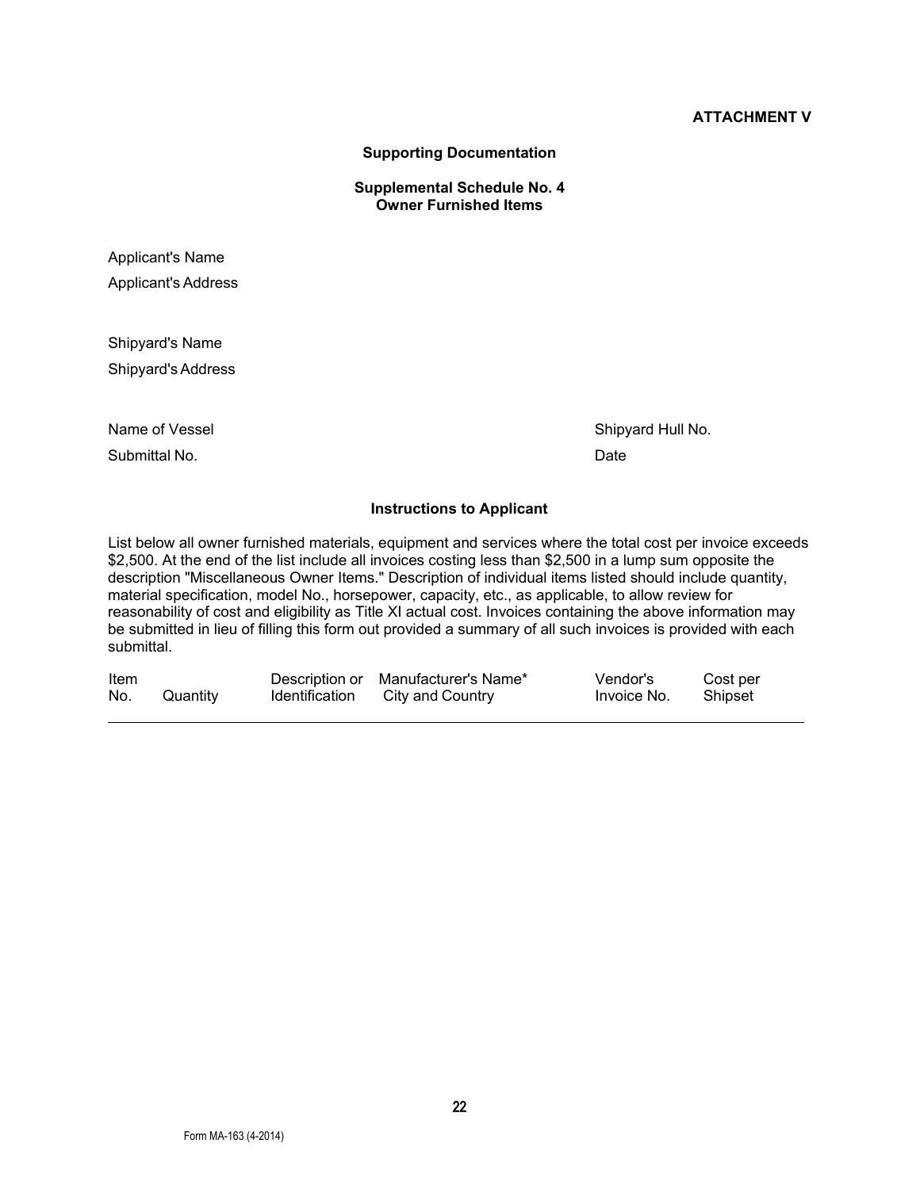**ATTACHMENT V**

### Supporting Documentation

### Supplemental Schedule No. 4
### Owner Furnished Items

Applicant's Name

Applicant's Address

Shipyard's Name

Shipyard's Address

Name of Vessel  Shipyard Hull No.

Submittal No.  Date

### Instructions to Applicant

List below all owner furnished materials, equipment and services where the total cost per invoice exceeds $2,500. At the end of the list include all invoices costing less than $2,500 in a lump sum opposite the description "Miscellaneous Owner Items." Description of individual items listed should include quantity, material specification, model No., horsepower, capacity, etc., as applicable, to allow review for reasonability of cost and eligibility as Title XI actual cost. Invoices containing the above information may be submitted in lieu of filling this form out provided a summary of all such invoices is provided with each submittal.

| Item No. | Quantity | Description or Identification | Manufacturer's Name* City and Country | Vendor's Invoice No. | Cost per Shipset |
|---|---|---|---|---|---|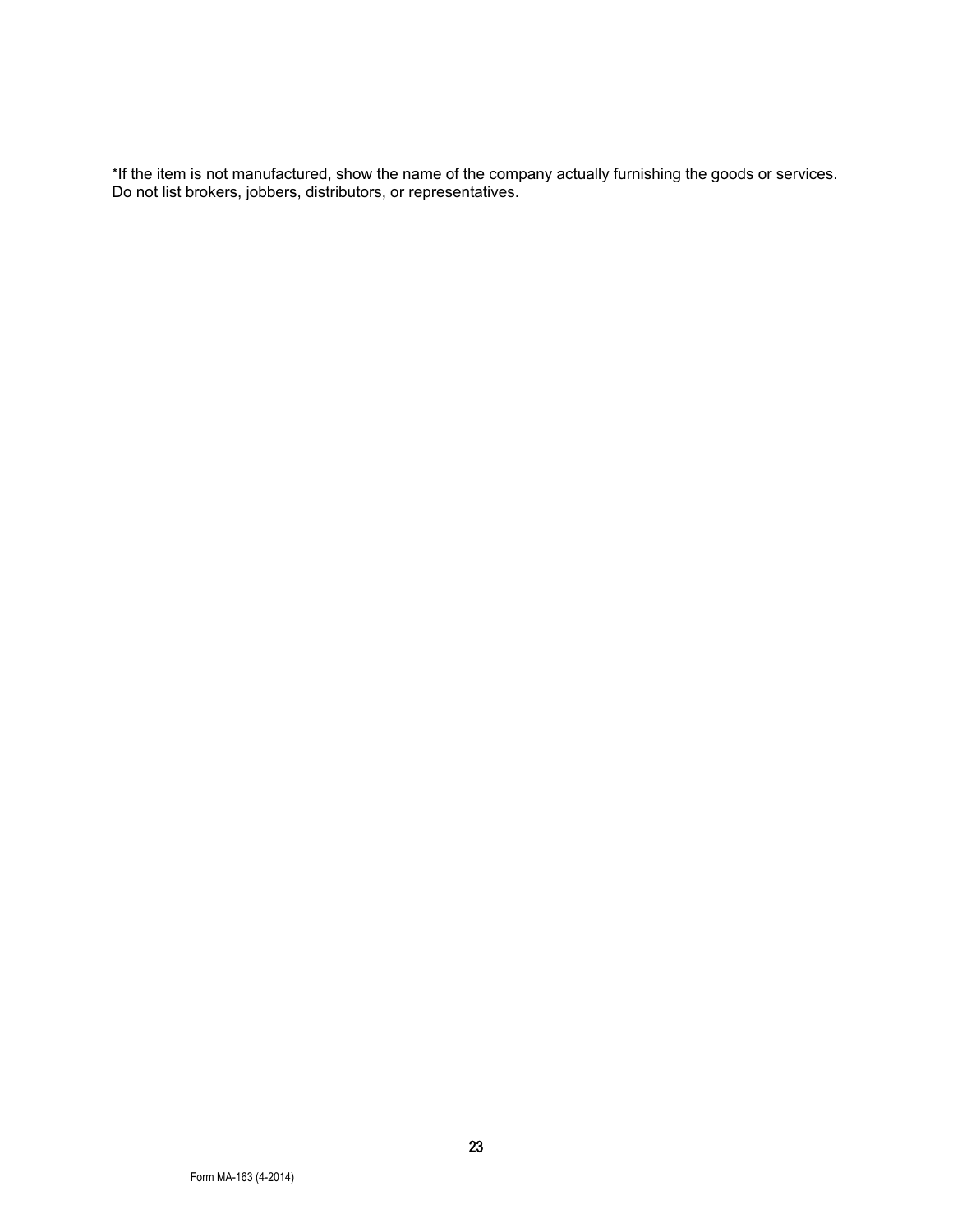*If the item is not manufactured, show the name of the company actually furnishing the goods or services. Do not list brokers, jobbers, distributors, or representatives.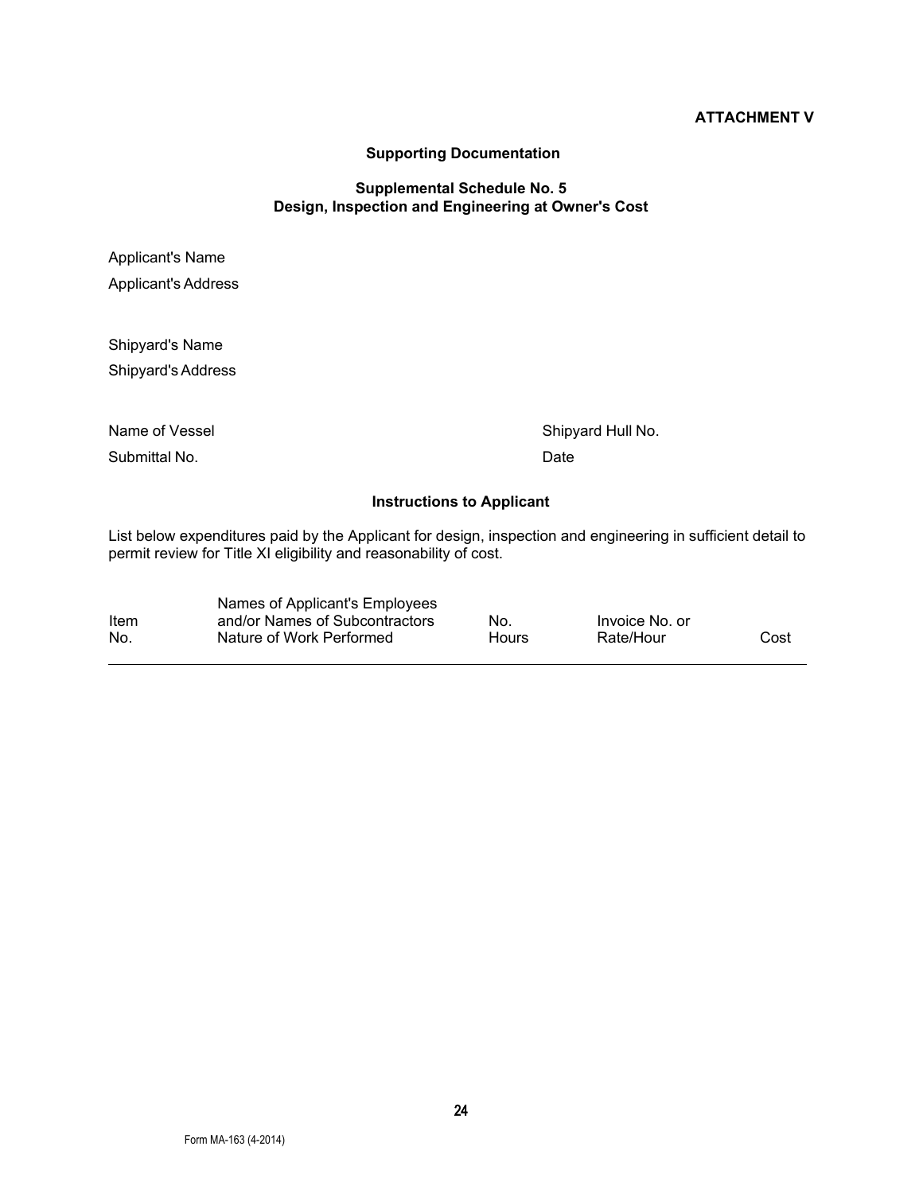**ATTACHMENT V**

**Supporting Documentation**

**Supplemental Schedule No. 5**
**Design, Inspection and Engineering at Owner's Cost**

Applicant's Name

Applicant's Address

Shipyard's Name

Shipyard's Address

Name of Vessel  Shipyard Hull No.

Submittal No.  Date

**Instructions to Applicant**

List below expenditures paid by the Applicant for design, inspection and engineering in sufficient detail to permit review for Title XI eligibility and reasonability of cost.

| Item No. | Names of Applicant's Employees and/or Names of Subcontractors Nature of Work Performed | No. Hours | Invoice No. or Rate/Hour | Cost |
|---|---|---|---|---|

Form MA-163 (4-2014)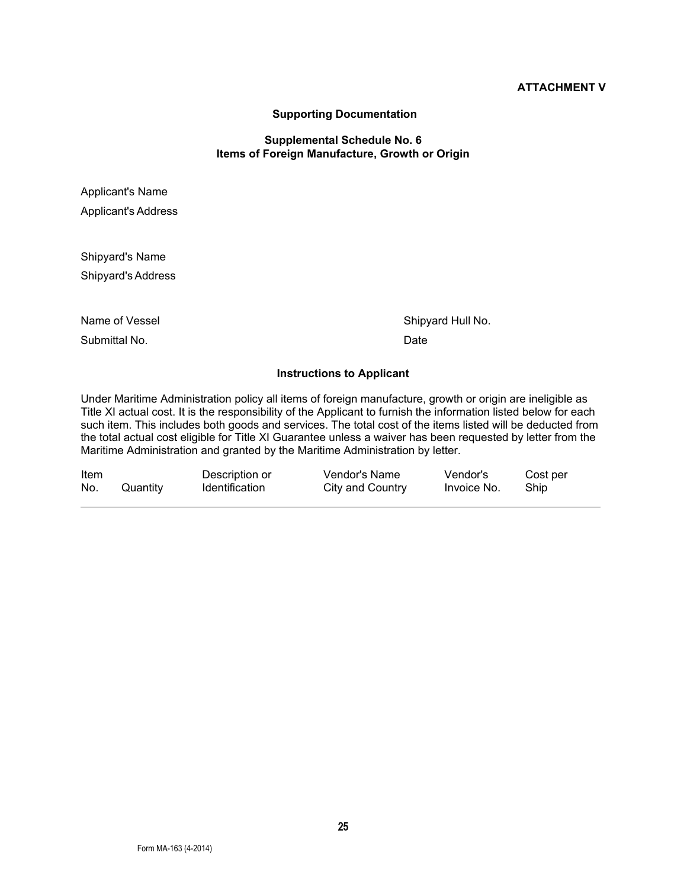**ATTACHMENT V**

**Supporting Documentation**

**Supplemental Schedule No. 6**
**Items of Foreign Manufacture, Growth or Origin**

Applicant's Name

Applicant's Address

Shipyard's Name

Shipyard's Address

Name of Vessel

Shipyard Hull No.

Submittal No.

Date

**Instructions to Applicant**

Under Maritime Administration policy all items of foreign manufacture, growth or origin are ineligible as Title XI actual cost. It is the responsibility of the Applicant to furnish the information listed below for each such item. This includes both goods and services. The total cost of the items listed will be deducted from the total actual cost eligible for Title XI Guarantee unless a waiver has been requested by letter from the Maritime Administration and granted by the Maritime Administration by letter.

| Item No. | Quantity | Description or Identification | Vendor's Name City and Country | Vendor's Invoice No. | Cost per Ship |
|---|---|---|---|---|---|

Form MA-163 (4-2014)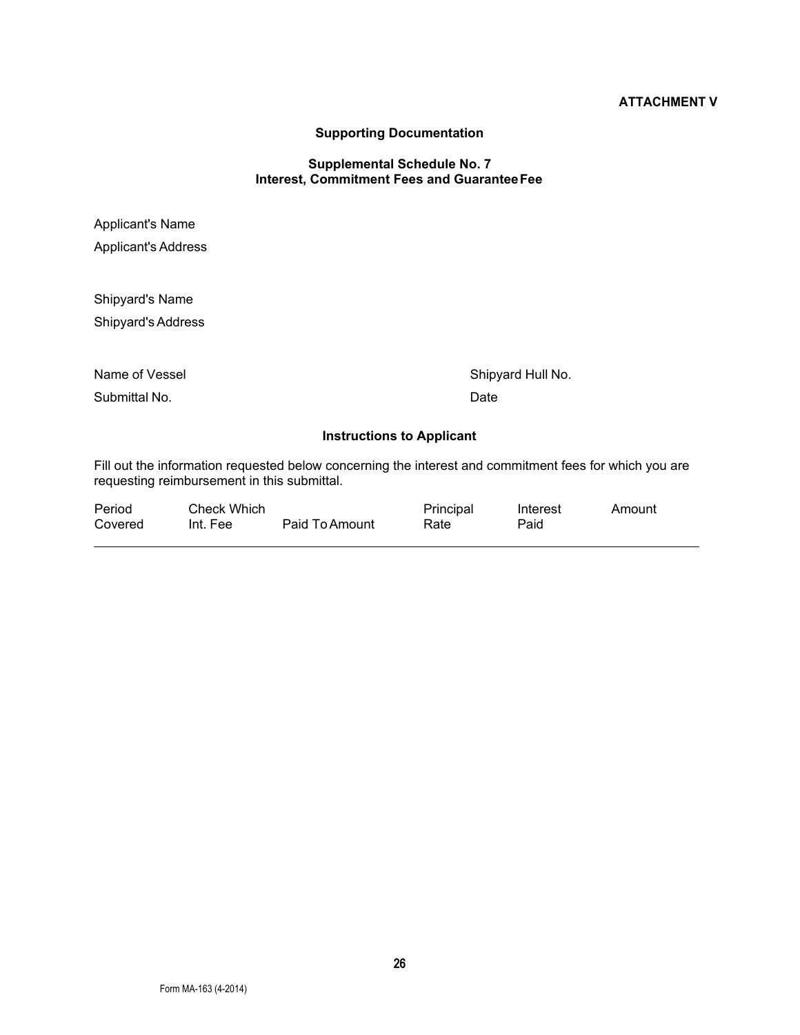**ATTACHMENT V**

## Supporting Documentation

### Supplemental Schedule No. 7
### Interest, Commitment Fees and Guarantee Fee

Applicant's Name

Applicant's Address

Shipyard's Name

Shipyard's Address

Name of Vessel                                                  Shipyard Hull No.

Submittal No.                                                   Date

### Instructions to Applicant

Fill out the information requested below concerning the interest and commitment fees for which you are requesting reimbursement in this submittal.

| Period Covered | Check Which Int. Fee | Paid To Amount | Principal Rate | Interest Paid | Amount |
|---|---|---|---|---|---|

Form MA-163 (4-2014)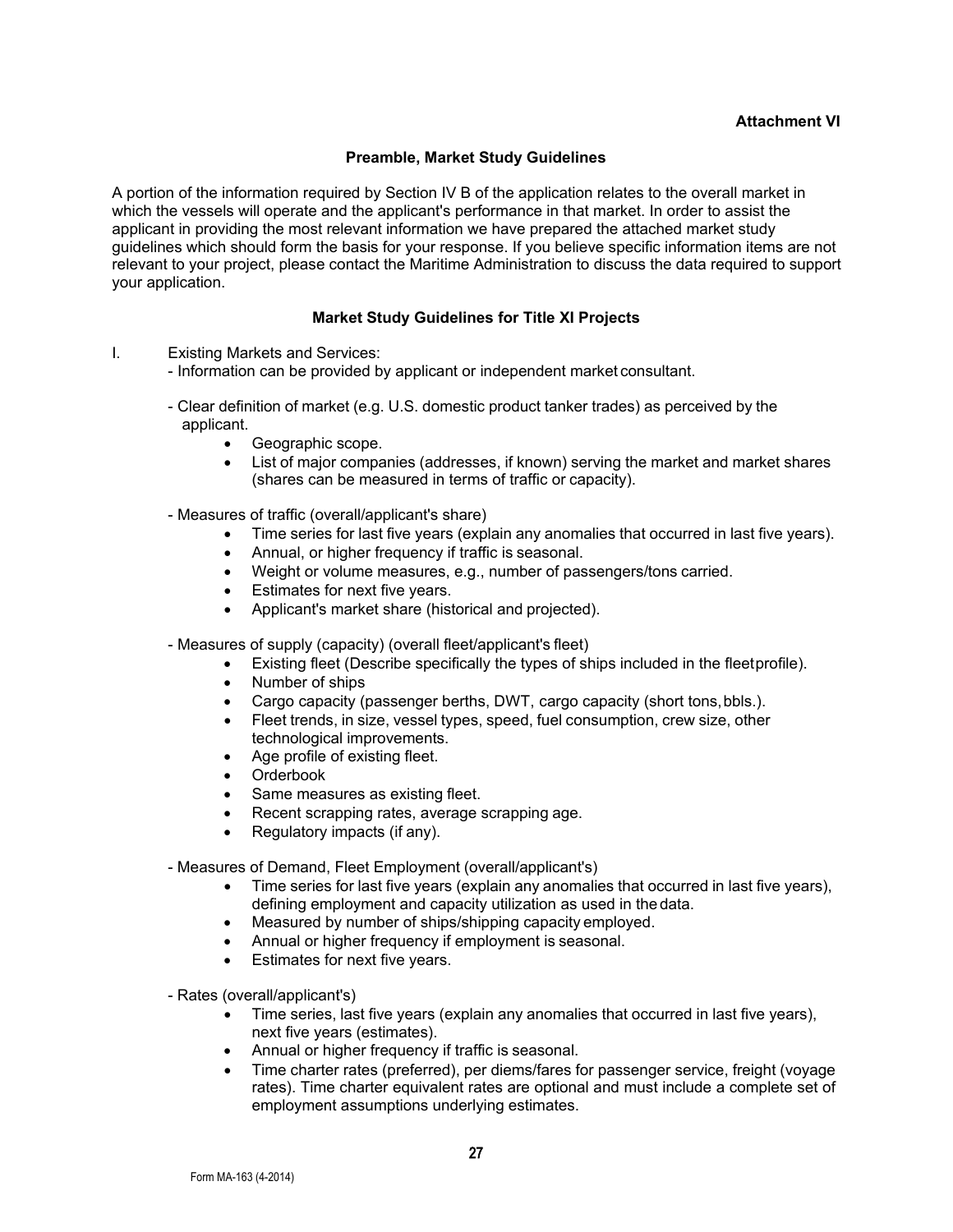**Attachment VI**

## Preamble, Market Study Guidelines

A portion of the information required by Section IV B of the application relates to the overall market in which the vessels will operate and the applicant's performance in that market. In order to assist the applicant in providing the most relevant information we have prepared the attached market study guidelines which should form the basis for your response. If you believe specific information items are not relevant to your project, please contact the Maritime Administration to discuss the data required to support your application.

## Market Study Guidelines for Title XI Projects

I. Existing Markets and Services:

- Information can be provided by applicant or independent market consultant.
- Clear definition of market (e.g. U.S. domestic product tanker trades) as perceived by the applicant.
  - Geographic scope.
  - List of major companies (addresses, if known) serving the market and market shares (shares can be measured in terms of traffic or capacity).
- Measures of traffic (overall/applicant's share)
  - Time series for last five years (explain any anomalies that occurred in last five years).
  - Annual, or higher frequency if traffic is seasonal.
  - Weight or volume measures, e.g., number of passengers/tons carried.
  - Estimates for next five years.
  - Applicant's market share (historical and projected).
- Measures of supply (capacity) (overall fleet/applicant's fleet)
  - Existing fleet (Describe specifically the types of ships included in the fleet profile).
  - Number of ships
  - Cargo capacity (passenger berths, DWT, cargo capacity (short tons, bbls.).
  - Fleet trends, in size, vessel types, speed, fuel consumption, crew size, other technological improvements.
  - Age profile of existing fleet.
  - Orderbook
  - Same measures as existing fleet.
  - Recent scrapping rates, average scrapping age.
  - Regulatory impacts (if any).
- Measures of Demand, Fleet Employment (overall/applicant's)
  - Time series for last five years (explain any anomalies that occurred in last five years), defining employment and capacity utilization as used in the data.
  - Measured by number of ships/shipping capacity employed.
  - Annual or higher frequency if employment is seasonal.
  - Estimates for next five years.
- Rates (overall/applicant's)
  - Time series, last five years (explain any anomalies that occurred in last five years), next five years (estimates).
  - Annual or higher frequency if traffic is seasonal.
  - Time charter rates (preferred), per diems/fares for passenger service, freight (voyage rates). Time charter equivalent rates are optional and must include a complete set of employment assumptions underlying estimates.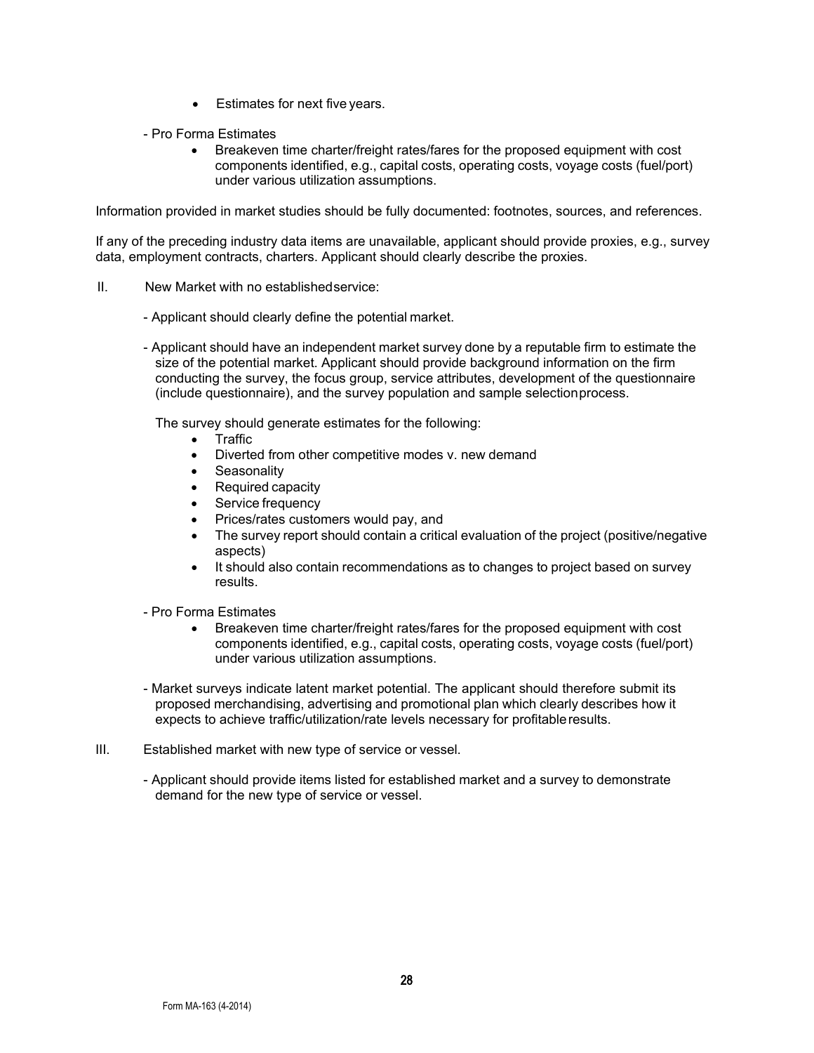- Estimates for next five years.

- Pro Forma Estimates
  - Breakeven time charter/freight rates/fares for the proposed equipment with cost components identified, e.g., capital costs, operating costs, voyage costs (fuel/port) under various utilization assumptions.

Information provided in market studies should be fully documented: footnotes, sources, and references.

If any of the preceding industry data items are unavailable, applicant should provide proxies, e.g., survey data, employment contracts, charters. Applicant should clearly describe the proxies.

II. New Market with no established service:

- Applicant should clearly define the potential market.

- Applicant should have an independent market survey done by a reputable firm to estimate the size of the potential market. Applicant should provide background information on the firm conducting the survey, the focus group, service attributes, development of the questionnaire (include questionnaire), and the survey population and sample selection process.

  The survey should generate estimates for the following:
  - Traffic
  - Diverted from other competitive modes v. new demand
  - Seasonality
  - Required capacity
  - Service frequency
  - Prices/rates customers would pay, and
  - The survey report should contain a critical evaluation of the project (positive/negative aspects)
  - It should also contain recommendations as to changes to project based on survey results.

- Pro Forma Estimates
  - Breakeven time charter/freight rates/fares for the proposed equipment with cost components identified, e.g., capital costs, operating costs, voyage costs (fuel/port) under various utilization assumptions.

- Market surveys indicate latent market potential. The applicant should therefore submit its proposed merchandising, advertising and promotional plan which clearly describes how it expects to achieve traffic/utilization/rate levels necessary for profitable results.

III. Established market with new type of service or vessel.

- Applicant should provide items listed for established market and a survey to demonstrate demand for the new type of service or vessel.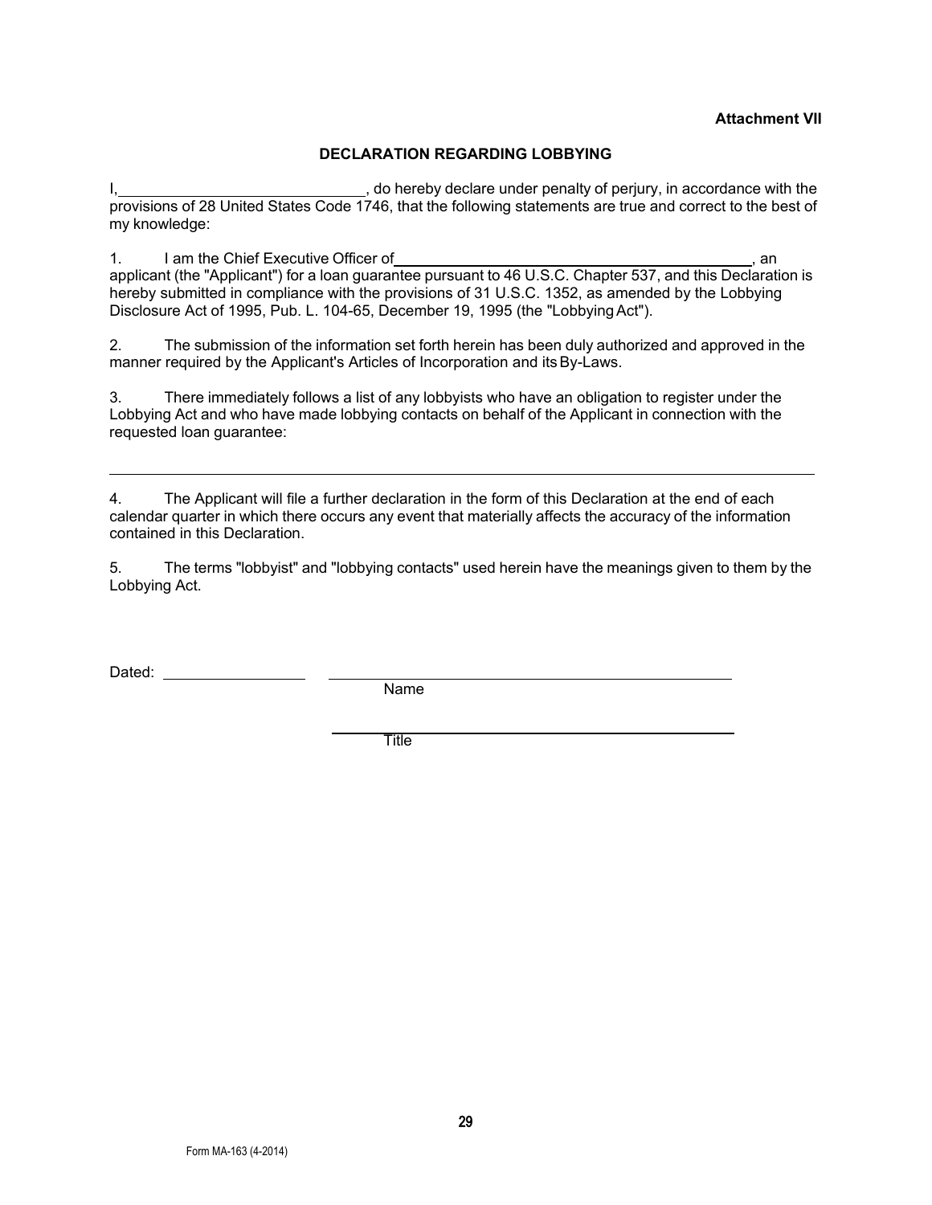**Attachment VII**

## DECLARATION REGARDING LOBBYING

I, ______________________________, do hereby declare under penalty of perjury, in accordance with the provisions of 28 United States Code 1746, that the following statements are true and correct to the best of my knowledge:

1. I am the Chief Executive Officer of ______________________________________________, an applicant (the "Applicant") for a loan guarantee pursuant to 46 U.S.C. Chapter 537, and this Declaration is hereby submitted in compliance with the provisions of 31 U.S.C. 1352, as amended by the Lobbying Disclosure Act of 1995, Pub. L. 104-65, December 19, 1995 (the "Lobbying Act").

2. The submission of the information set forth herein has been duly authorized and approved in the manner required by the Applicant's Articles of Incorporation and its By-Laws.

3. There immediately follows a list of any lobbyists who have an obligation to register under the Lobbying Act and who have made lobbying contacts on behalf of the Applicant in connection with the requested loan guarantee:

_____________________________________________________________________________________

4. The Applicant will file a further declaration in the form of this Declaration at the end of each calendar quarter in which there occurs any event that materially affects the accuracy of the information contained in this Declaration.

5. The terms "lobbyist" and "lobbying contacts" used herein have the meanings given to them by the Lobbying Act.

Dated: _________________ ______________________________________________

Name

______________________________________________

Title

Form MA-163 (4-2014)